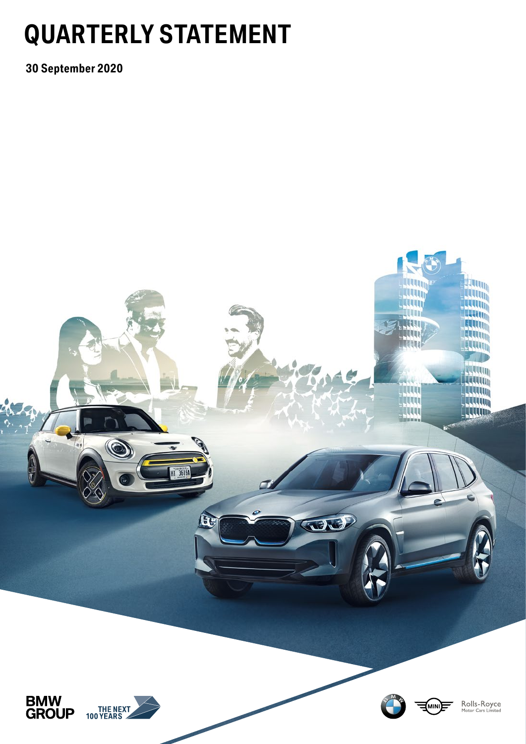# QUARTERLY STATEMENT

**30 September 2020**

BMW GROUP

THE NEXT 100 YEARS

Rolls-Royce Motor Cars Limited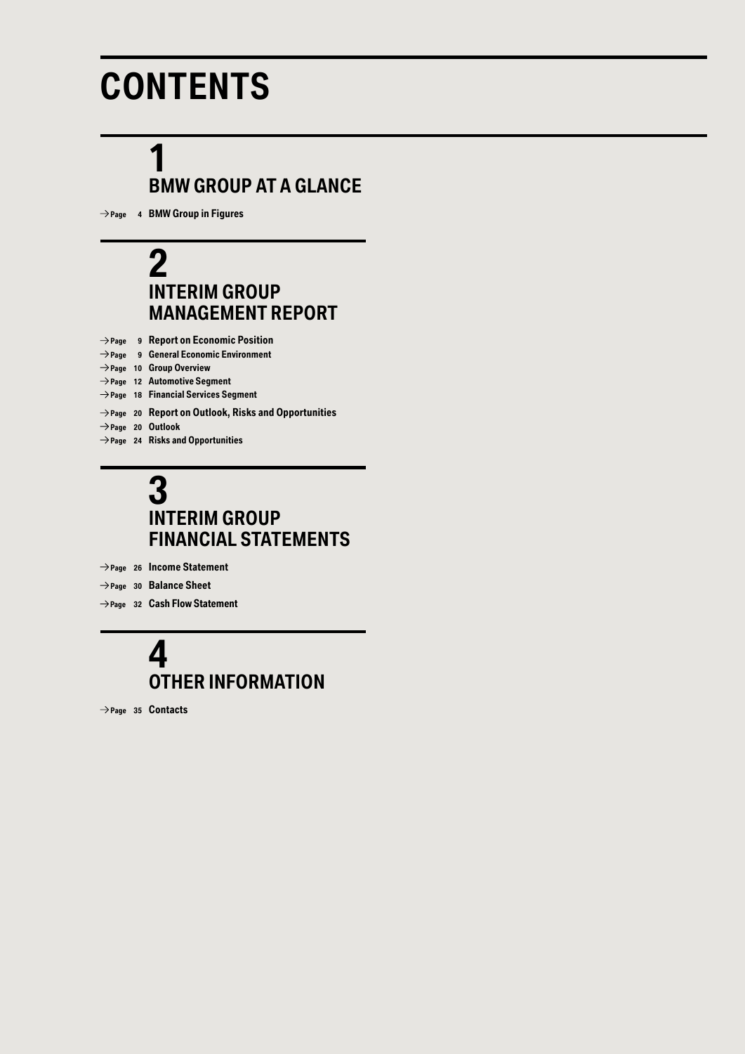# CONTENTS

## 1 BMW GROUP AT A GLANCE

→ Page 4 **BMW Group in Figures**

## 2 INTERIM GROUP MANAGEMENT REPORT

→ Page 9 **Report on Economic Position**
→ Page 9 **General Economic Environment**
→ Page 10 **Group Overview**
→ Page 12 **Automotive Segment**
→ Page 18 **Financial Services Segment**

→ Page 20 **Report on Outlook, Risks and Opportunities**
→ Page 20 **Outlook**
→ Page 24 **Risks and Opportunities**

## 3 INTERIM GROUP FINANCIAL STATEMENTS

→ Page 26 **Income Statement**

→ Page 30 **Balance Sheet**

→ Page 32 **Cash Flow Statement**

## 4 OTHER INFORMATION

→ Page 35 **Contacts**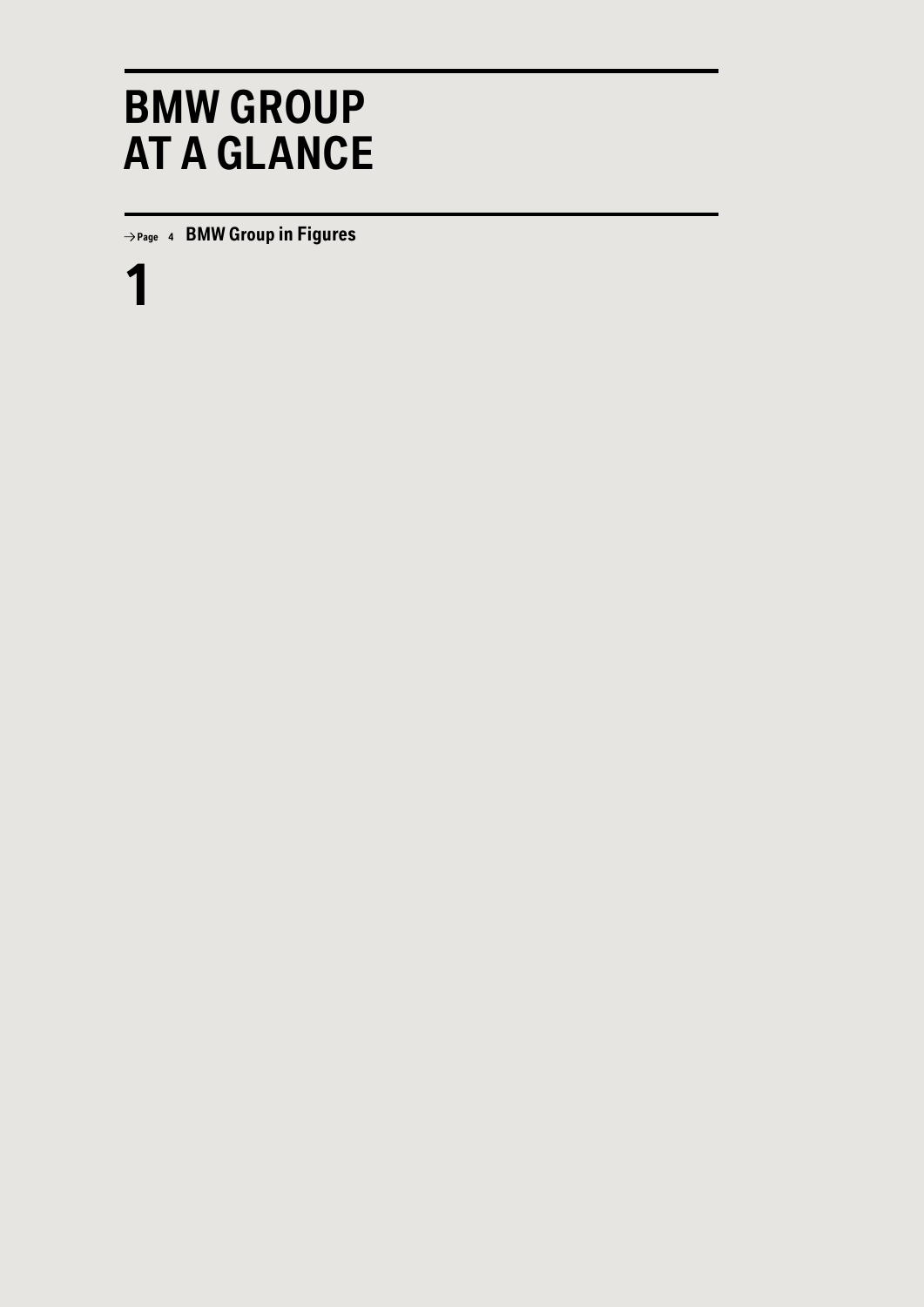# BMW GROUP AT A GLANCE

→ Page 4 **BMW Group in Figures**

**1**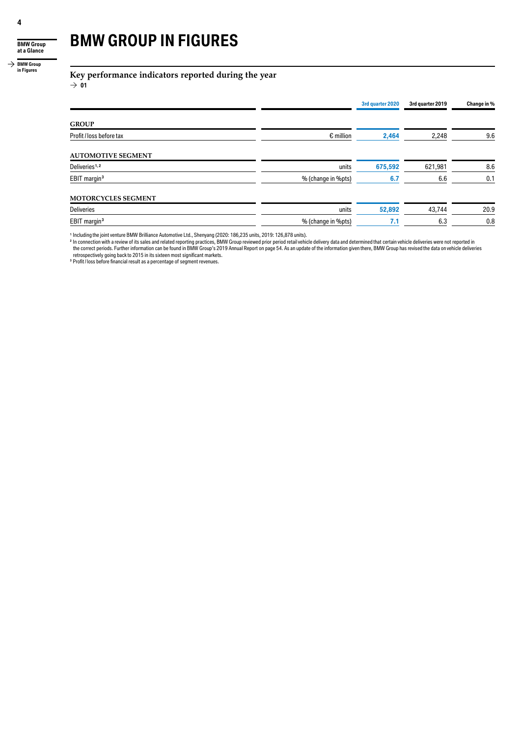# BMW GROUP IN FIGURES

## Key performance indicators reported during the year

→ 01

| | | 3rd quarter 2020 | 3rd quarter 2019 | Change in % |
|---|---|---|---|---|
| **GROUP** | | | | |
| Profit / loss before tax | € million | **2,464** | 2,248 | 9.6 |
| **AUTOMOTIVE SEGMENT** | | | | |
| Deliveries[1,2] | units | **675,592** | 621,981 | 8.6 |
| EBIT margin[3] | % (change in %pts) | **6.7** | 6.6 | 0.1 |
| **MOTORCYCLES SEGMENT** | | | | |
| Deliveries | units | **52,892** | 43,744 | 20.9 |
| EBIT margin[3] | % (change in %pts) | **7.1** | 6.3 | 0.8 |

[1] Including the joint venture BMW Brilliance Automotive Ltd., Shenyang (2020: 186,235 units, 2019: 126,878 units).

[2] In connection with a review of its sales and related reporting practices, BMW Group reviewed prior period retail vehicle delivery data and determined that certain vehicle deliveries were not reported in the correct periods. Further information can be found in BMW Group's 2019 Annual Report on page 54. As an update of the information given there, BMW Group has revised the data on vehicle deliveries retrospectively going back to 2015 in its sixteen most significant markets.

[3] Profit / loss before financial result as a percentage of segment revenues.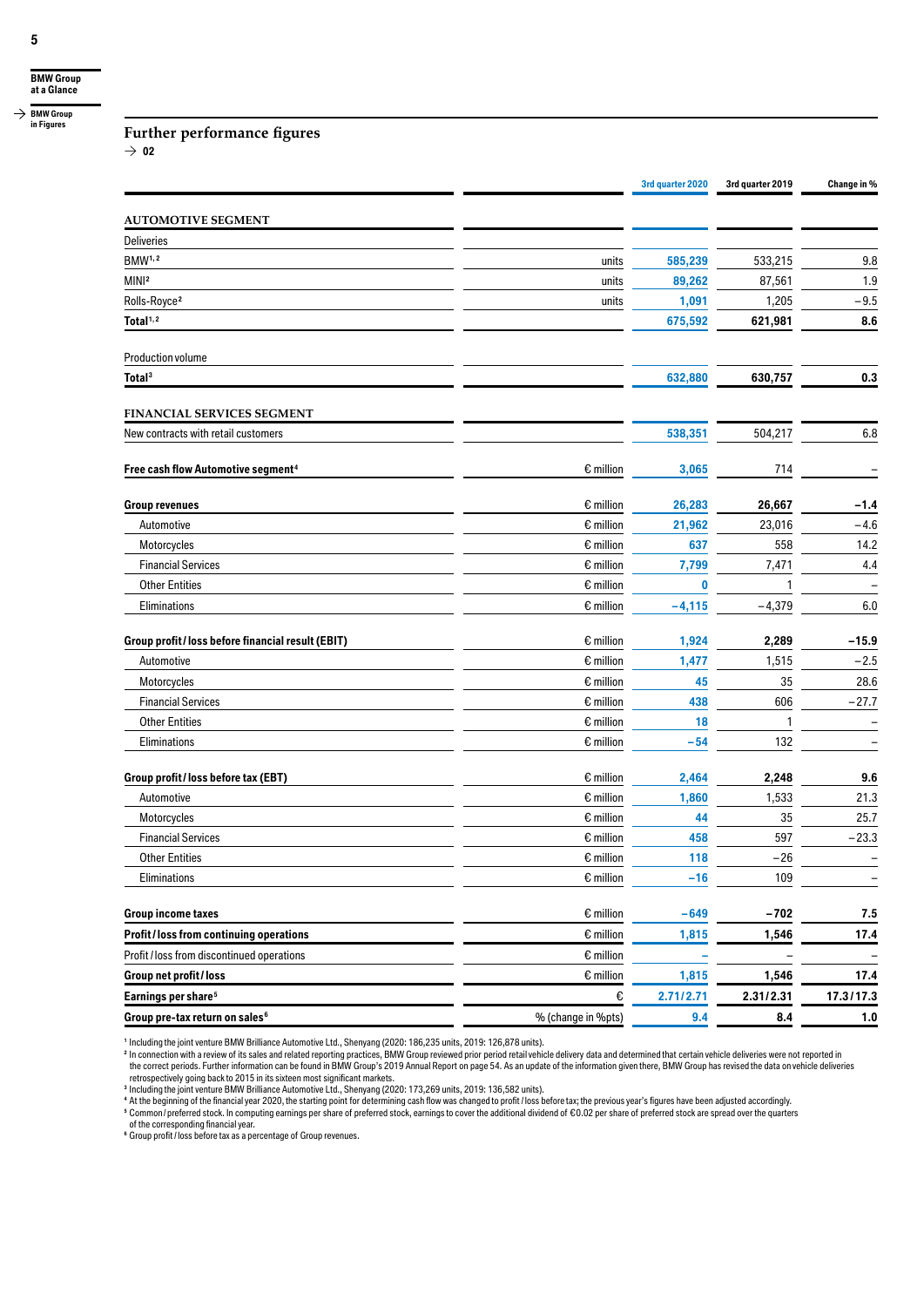## Further performance figures

→ 02

| | | 3rd quarter 2020 | 3rd quarter 2019 | Change in % |
|---|---|---|---|---|
| **AUTOMOTIVE SEGMENT** | | | | |
| Deliveries | | | | |
| BMW[1,2] | units | 585,239 | 533,215 | 9.8 |
| MINI[2] | units | 89,262 | 87,561 | 1.9 |
| Rolls-Royce[2] | units | 1,091 | 1,205 | –9.5 |
| **Total[1,2]** | | **675,592** | **621,981** | **8.6** |
| | | | | |
| Production volume | | | | |
| **Total[3]** | | **632,880** | **630,757** | **0.3** |
| | | | | |
| **FINANCIAL SERVICES SEGMENT** | | | | |
| New contracts with retail customers | | 538,351 | 504,217 | 6.8 |
| | | | | |
| **Free cash flow Automotive segment[4]** | € million | 3,065 | 714 | – |
| | | | | |
| **Group revenues** | € million | **26,283** | **26,667** | **–1.4** |
| Automotive | € million | 21,962 | 23,016 | –4.6 |
| Motorcycles | € million | 637 | 558 | 14.2 |
| Financial Services | € million | 7,799 | 7,471 | 4.4 |
| Other Entities | € million | 0 | 1 | – |
| Eliminations | € million | –4,115 | –4,379 | 6.0 |
| | | | | |
| **Group profit / loss before financial result (EBIT)** | € million | **1,924** | **2,289** | **–15.9** |
| Automotive | € million | 1,477 | 1,515 | –2.5 |
| Motorcycles | € million | 45 | 35 | 28.6 |
| Financial Services | € million | 438 | 606 | –27.7 |
| Other Entities | € million | 18 | 1 | – |
| Eliminations | € million | –54 | 132 | – |
| | | | | |
| **Group profit / loss before tax (EBT)** | € million | **2,464** | **2,248** | **9.6** |
| Automotive | € million | 1,860 | 1,533 | 21.3 |
| Motorcycles | € million | 44 | 35 | 25.7 |
| Financial Services | € million | 458 | 597 | –23.3 |
| Other Entities | € million | 118 | –26 | – |
| Eliminations | € million | –16 | 109 | – |
| | | | | |
| **Group income taxes** | € million | **–649** | **–702** | **7.5** |
| **Profit / loss from continuing operations** | € million | **1,815** | **1,546** | **17.4** |
| Profit / loss from discontinued operations | € million | – | – | – |
| **Group net profit / loss** | € million | **1,815** | **1,546** | **17.4** |
| **Earnings per share[5]** | € | **2.71 / 2.71** | **2.31 / 2.31** | **17.3 / 17.3** |
| **Group pre-tax return on sales[6]** | % (change in %pts) | **9.4** | **8.4** | **1.0** |

[1] Including the joint venture BMW Brilliance Automotive Ltd., Shenyang (2020: 186,235 units, 2019: 126,878 units).

[2] In connection with a review of its sales and related reporting practices, BMW Group reviewed prior period retail vehicle delivery data and determined that certain vehicle deliveries were not reported in the correct periods. Further information can be found in BMW Group's 2019 Annual Report on page 54. As an update of the information given there, BMW Group has revised the data on vehicle deliveries retrospectively going back to 2015 in its sixteen most significant markets.

[3] Including the joint venture BMW Brilliance Automotive Ltd., Shenyang (2020: 173,269 units, 2019: 136,582 units).

[4] At the beginning of the financial year 2020, the starting point for determining cash flow was changed to profit / loss before tax; the previous year's figures have been adjusted accordingly.

[5] Common / preferred stock. In computing earnings per share of preferred stock, earnings to cover the additional dividend of €0.02 per share of preferred stock are spread over the quarters of the corresponding financial year.

[6] Group profit / loss before tax as a percentage of Group revenues.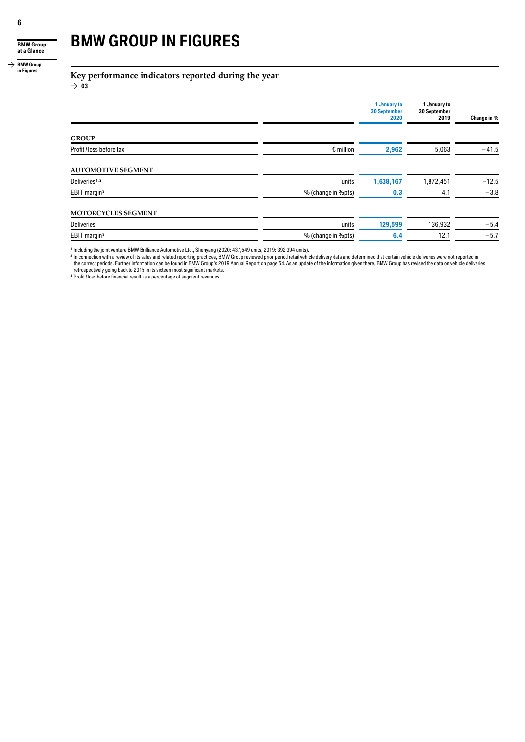# BMW GROUP IN FIGURES

## Key performance indicators reported during the year

→ 03

| | | 1 January to 30 September 2020 | 1 January to 30 September 2019 | Change in % |
|---|---|---|---|---|
| **GROUP** | | | | |
| Profit / loss before tax | € million | **2,962** | 5,063 | −41.5 |
| **AUTOMOTIVE SEGMENT** | | | | |
| Deliveries[1,2] | units | **1,638,167** | 1,872,451 | −12.5 |
| EBIT margin[3] | % (change in %pts) | **0.3** | 4.1 | −3.8 |
| **MOTORCYCLES SEGMENT** | | | | |
| Deliveries | units | **129,599** | 136,932 | −5.4 |
| EBIT margin[3] | % (change in %pts) | **6.4** | 12.1 | −5.7 |

[1] Including the joint venture BMW Brilliance Automotive Ltd., Shenyang (2020: 437,549 units, 2019: 392,394 units).

[2] In connection with a review of its sales and related reporting practices, BMW Group reviewed prior period retail vehicle delivery data and determined that certain vehicle deliveries were not reported in the correct periods. Further information can be found in BMW Group's 2019 Annual Report on page 54. As an update of the information given there, BMW Group has revised the data on vehicle deliveries retrospectively going back to 2015 in its sixteen most significant markets.

[3] Profit / loss before financial result as a percentage of segment revenues.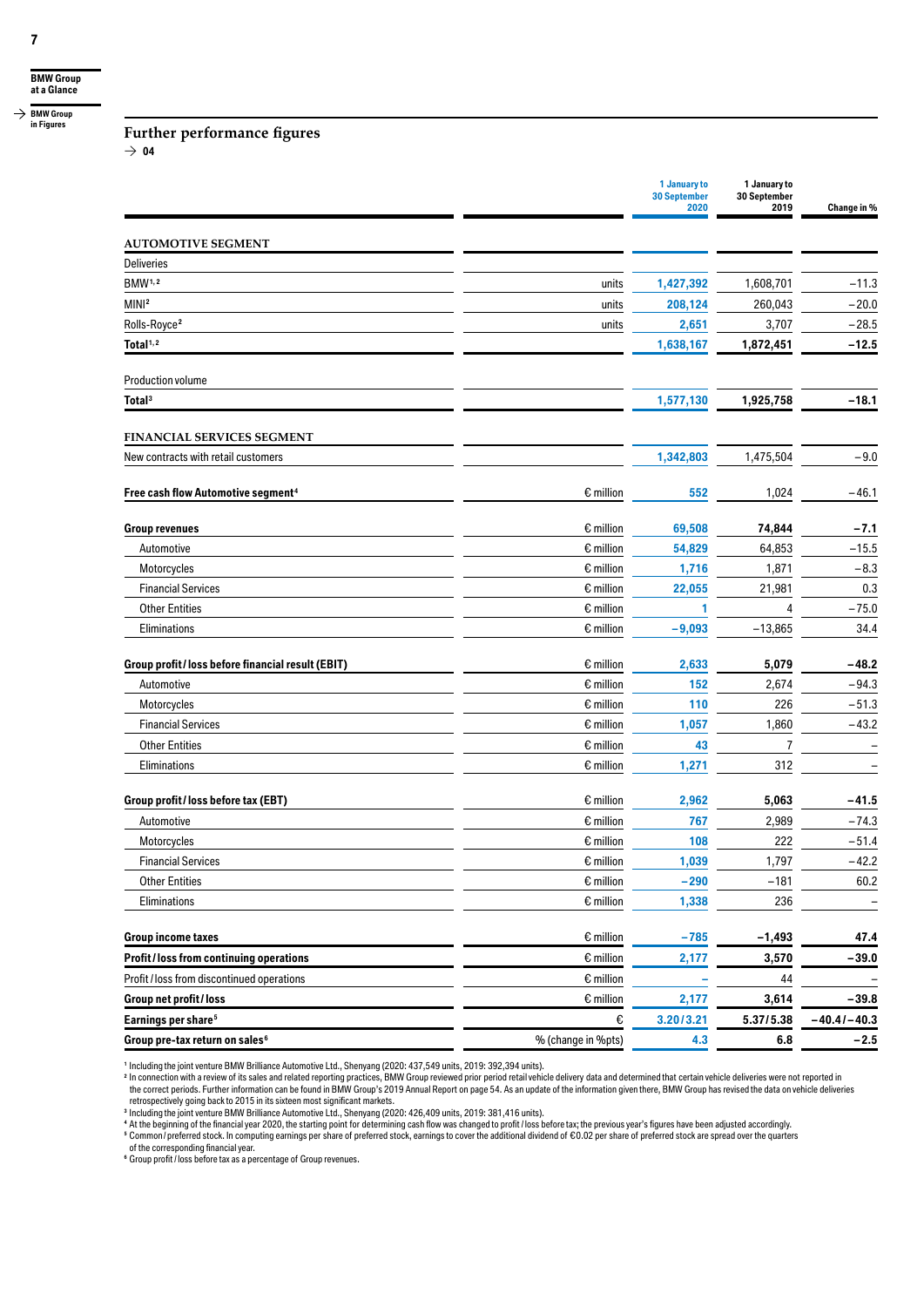## Further performance figures

→ 04

| | | 1 January to 30 September 2020 | 1 January to 30 September 2019 | Change in % |
|---|---|---|---|---|
| **AUTOMOTIVE SEGMENT** | | | | |
| Deliveries | | | | |
| BMW[1,2] | units | 1,427,392 | 1,608,701 | −11.3 |
| MINI[2] | units | 208,124 | 260,043 | −20.0 |
| Rolls-Royce[2] | units | 2,651 | 3,707 | −28.5 |
| **Total[1,2]** | | **1,638,167** | **1,872,451** | **−12.5** |
| Production volume | | | | |
| **Total[3]** | | **1,577,130** | **1,925,758** | **−18.1** |
| **FINANCIAL SERVICES SEGMENT** | | | | |
| New contracts with retail customers | | 1,342,803 | 1,475,504 | −9.0 |
| **Free cash flow Automotive segment[4]** | € million | 552 | 1,024 | −46.1 |
| **Group revenues** | € million | **69,508** | **74,844** | **−7.1** |
| Automotive | € million | 54,829 | 64,853 | −15.5 |
| Motorcycles | € million | 1,716 | 1,871 | −8.3 |
| Financial Services | € million | 22,055 | 21,981 | 0.3 |
| Other Entities | € million | 1 | 4 | −75.0 |
| Eliminations | € million | −9,093 | −13,865 | 34.4 |
| **Group profit / loss before financial result (EBIT)** | € million | **2,633** | **5,079** | **−48.2** |
| Automotive | € million | 152 | 2,674 | −94.3 |
| Motorcycles | € million | 110 | 226 | −51.3 |
| Financial Services | € million | 1,057 | 1,860 | −43.2 |
| Other Entities | € million | 43 | 7 | – |
| Eliminations | € million | 1,271 | 312 | – |
| **Group profit / loss before tax (EBT)** | € million | **2,962** | **5,063** | **−41.5** |
| Automotive | € million | 767 | 2,989 | −74.3 |
| Motorcycles | € million | 108 | 222 | −51.4 |
| Financial Services | € million | 1,039 | 1,797 | −42.2 |
| Other Entities | € million | −290 | −181 | 60.2 |
| Eliminations | € million | 1,338 | 236 | – |
| **Group income taxes** | € million | **−785** | **−1,493** | **47.4** |
| **Profit / loss from continuing operations** | € million | **2,177** | **3,570** | **−39.0** |
| Profit / loss from discontinued operations | € million | – | 44 | – |
| **Group net profit / loss** | € million | **2,177** | **3,614** | **−39.8** |
| **Earnings per share[5]** | € | **3.20 / 3.21** | **5.37 / 5.38** | **−40.4 / −40.3** |
| **Group pre-tax return on sales[6]** | % (change in %pts) | **4.3** | **6.8** | **−2.5** |

[1] Including the joint venture BMW Brilliance Automotive Ltd., Shenyang (2020: 437,549 units, 2019: 392,394 units).
[2] In connection with a review of its sales and related reporting practices, BMW Group reviewed prior period retail vehicle delivery data and determined that certain vehicle deliveries were not reported in the correct periods. Further information can be found in BMW Group's 2019 Annual Report on page 54. As an update of the information given there, BMW Group has revised the data on vehicle deliveries retrospectively going back to 2015 in its sixteen most significant markets.
[3] Including the joint venture BMW Brilliance Automotive Ltd., Shenyang (2020: 426,409 units, 2019: 381,416 units).
[4] At the beginning of the financial year 2020, the starting point for determining cash flow was changed to profit / loss before tax; the previous year's figures have been adjusted accordingly.
[5] Common / preferred stock. In computing earnings per share of preferred stock, earnings to cover the additional dividend of €0.02 per share of preferred stock are spread over the quarters of the corresponding financial year.
[6] Group profit / loss before tax as a percentage of Group revenues.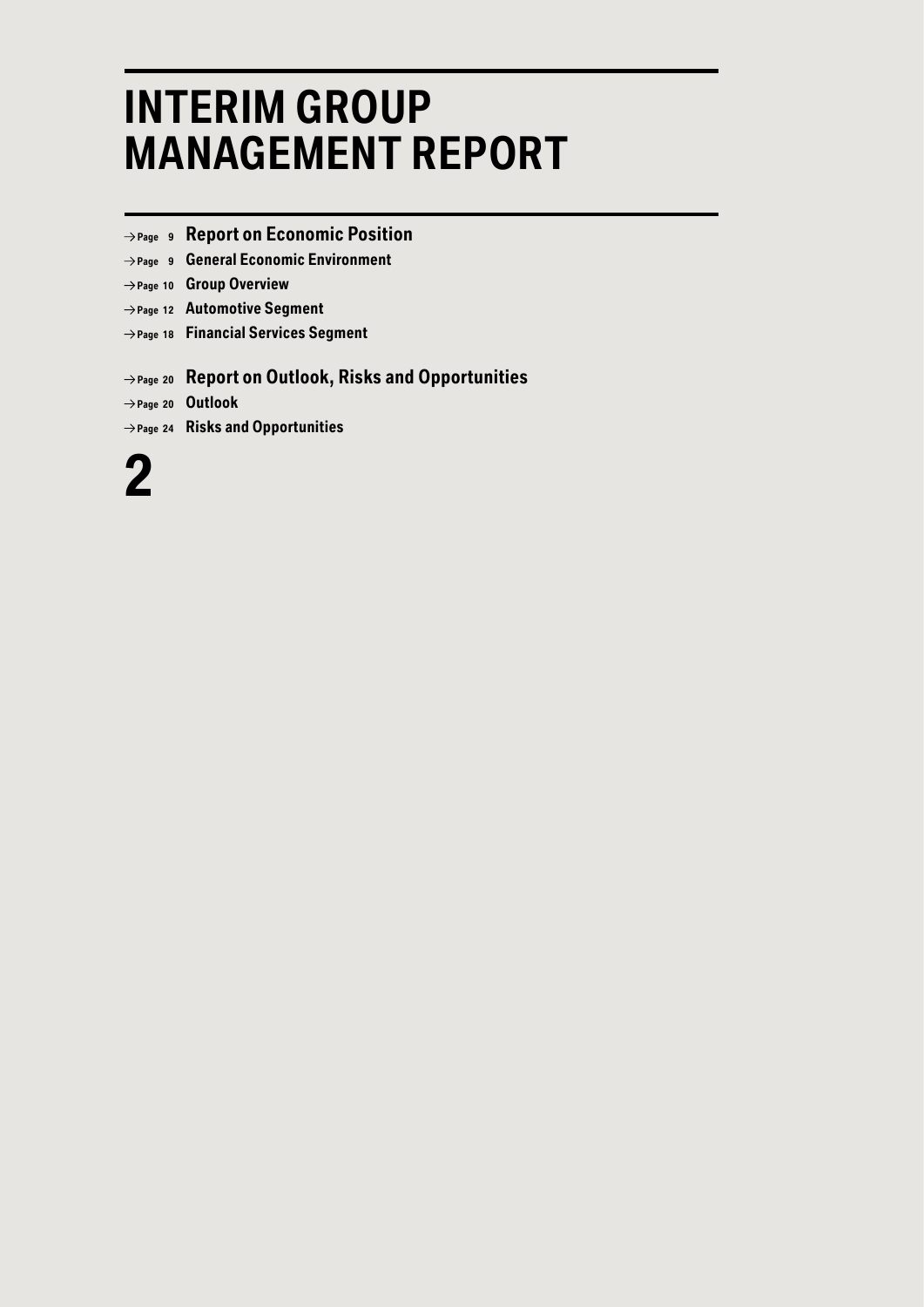# INTERIM GROUP MANAGEMENT REPORT

- → Page 9 **Report on Economic Position**
- → Page 9 **General Economic Environment**
- → Page 10 **Group Overview**
- → Page 12 **Automotive Segment**
- → Page 18 **Financial Services Segment**

- → Page 20 **Report on Outlook, Risks and Opportunities**
- → Page 20 **Outlook**
- → Page 24 **Risks and Opportunities**

**2**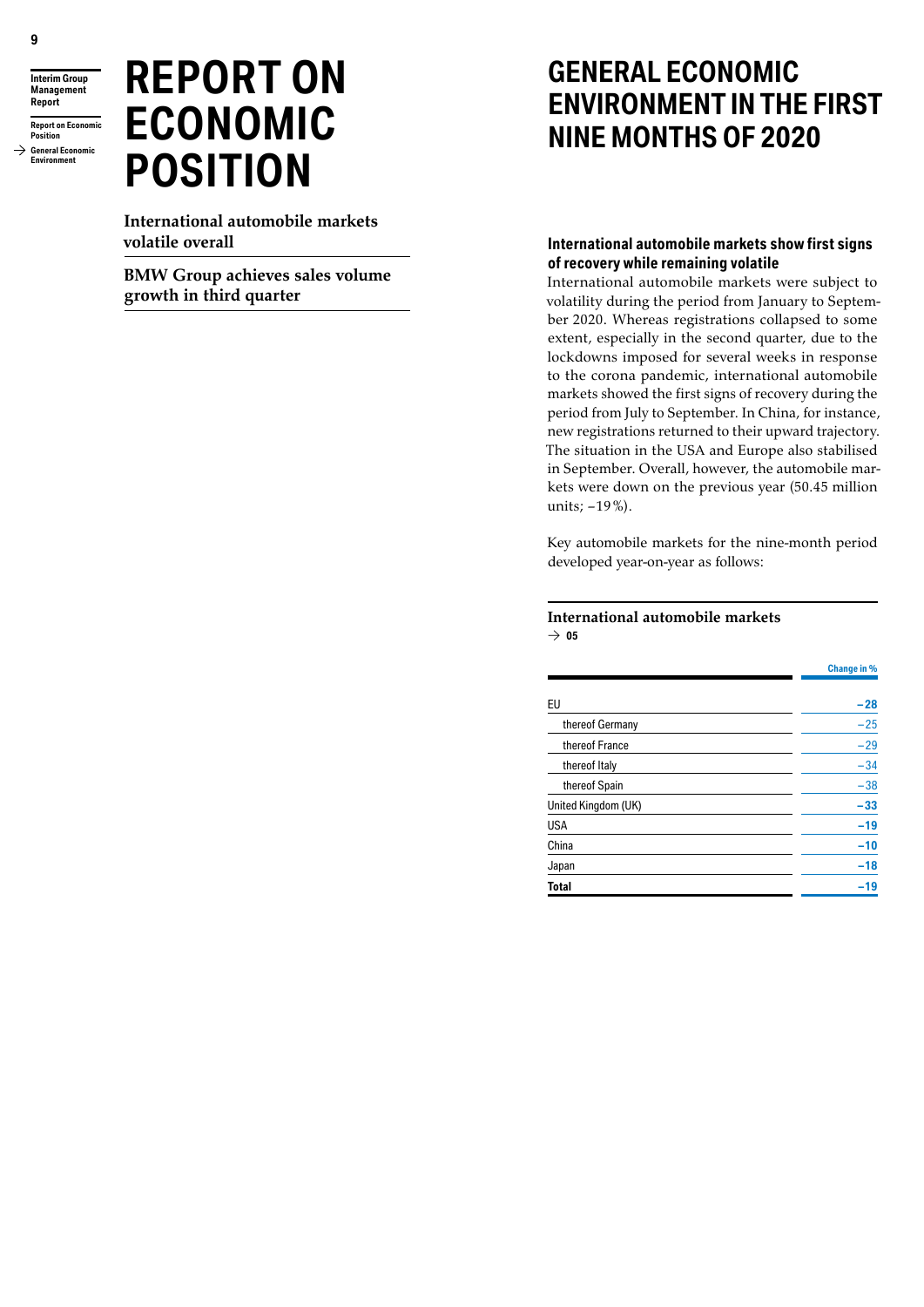# REPORT ON ECONOMIC POSITION

**International automobile markets volatile overall**

**BMW Group achieves sales volume growth in third quarter**

## GENERAL ECONOMIC ENVIRONMENT IN THE FIRST NINE MONTHS OF 2020

### International automobile markets show first signs of recovery while remaining volatile

International automobile markets were subject to volatility during the period from January to September 2020. Whereas registrations collapsed to some extent, especially in the second quarter, due to the lockdowns imposed for several weeks in response to the corona pandemic, international automobile markets showed the first signs of recovery during the period from July to September. In China, for instance, new registrations returned to their upward trajectory. The situation in the USA and Europe also stabilised in September. Overall, however, the automobile markets were down on the previous year (50.45 million units; –19 %).

Key automobile markets for the nine-month period developed year-on-year as follows:

**International automobile markets**
→ 05

| | Change in % |
|---|---|
| EU | **–28** |
| thereof Germany | –25 |
| thereof France | –29 |
| thereof Italy | –34 |
| thereof Spain | –38 |
| United Kingdom (UK) | **–33** |
| USA | **–19** |
| China | **–10** |
| Japan | **–18** |
| **Total** | **–19** |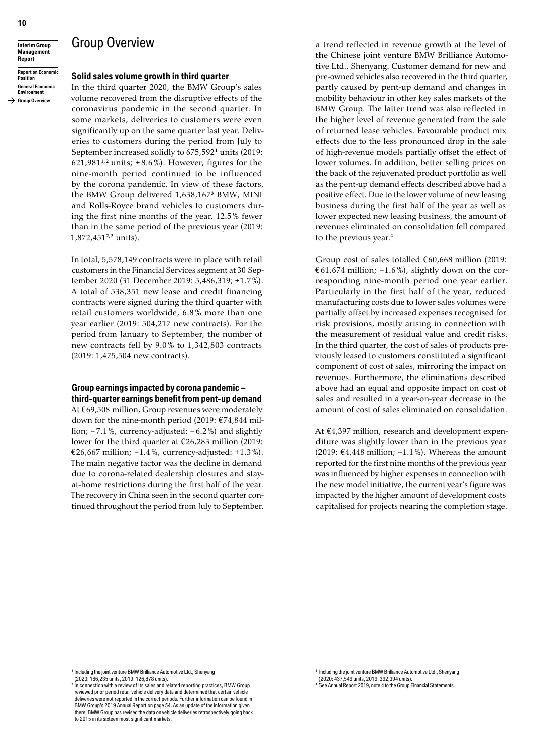# Group Overview

## Solid sales volume growth in third quarter

In the third quarter 2020, the BMW Group's sales volume recovered from the disruptive effects of the coronavirus pandemic in the second quarter. In some markets, deliveries to customers were even significantly up on the same quarter last year. Deliveries to customers during the period from July to September increased solidly to 675,592[1] units (2019: 621,981[1,2] units; +8.6%). However, figures for the nine-month period continued to be influenced by the corona pandemic. In view of these factors, the BMW Group delivered 1,638,167[3] BMW, MINI and Rolls-Royce brand vehicles to customers during the first nine months of the year, 12.5% fewer than in the same period of the previous year (2019: 1,872,451[2,3] units).

In total, 5,578,149 contracts were in place with retail customers in the Financial Services segment at 30 September 2020 (31 December 2019: 5,486,319; +1.7%). A total of 538,351 new lease and credit financing contracts were signed during the third quarter with retail customers worldwide, 6.8% more than one year earlier (2019: 504,217 new contracts). For the period from January to September, the number of new contracts fell by 9.0% to 1,342,803 contracts (2019: 1,475,504 new contracts).

## Group earnings impacted by corona pandemic – third-quarter earnings benefit from pent-up demand

At €69,508 million, Group revenues were moderately down for the nine-month period (2019: €74,844 million; –7.1%, currency-adjusted: –6.2%) and slightly lower for the third quarter at €26,283 million (2019: €26,667 million; –1.4%, currency-adjusted: +1.3%). The main negative factor was the decline in demand due to corona-related dealership closures and stay-at-home restrictions during the first half of the year. The recovery in China seen in the second quarter continued throughout the period from July to September, a trend reflected in revenue growth at the level of the Chinese joint venture BMW Brilliance Automotive Ltd., Shenyang. Customer demand for new and pre-owned vehicles also recovered in the third quarter, partly caused by pent-up demand and changes in mobility behaviour in other key sales markets of the BMW Group. The latter trend was also reflected in the higher level of revenue generated from the sale of returned lease vehicles. Favourable product mix effects due to the less pronounced drop in the sale of high-revenue models partially offset the effect of lower volumes. In addition, better selling prices on the back of the rejuvenated product portfolio as well as the pent-up demand effects described above had a positive effect. Due to the lower volume of new leasing business during the first half of the year as well as lower expected new leasing business, the amount of revenues eliminated on consolidation fell compared to the previous year.[4]

Group cost of sales totalled €60,668 million (2019: €61,674 million; –1.6%), slightly down on the corresponding nine-month period one year earlier. Particularly in the first half of the year, reduced manufacturing costs due to lower sales volumes were partially offset by increased expenses recognised for risk provisions, mostly arising in connection with the measurement of residual value and credit risks. In the third quarter, the cost of sales of products previously leased to customers constituted a significant component of cost of sales, mirroring the impact on revenues. Furthermore, the eliminations described above had an equal and opposite impact on cost of sales and resulted in a year-on-year decrease in the amount of cost of sales eliminated on consolidation.

At €4,397 million, research and development expenditure was slightly lower than in the previous year (2019: €4,448 million; –1.1%). Whereas the amount reported for the first nine months of the previous year was influenced by higher expenses in connection with the new model initiative, the current year's figure was impacted by the higher amount of development costs capitalised for projects nearing the completion stage.

[1] Including the joint venture BMW Brilliance Automotive Ltd., Shenyang (2020: 186,235 units, 2019: 126,878 units).

[2] In connection with a review of its sales and related reporting practices, BMW Group reviewed prior period retail vehicle delivery data and determined that certain vehicle deliveries were not reported in the correct periods. Further information can be found in BMW Group's 2019 Annual Report on page 54. As an update of the information given there, BMW Group has revised the data on vehicle deliveries retrospectively going back to 2015 in its sixteen most significant markets.

[3] Including the joint venture BMW Brilliance Automotive Ltd., Shenyang (2020: 437,549 units, 2019: 392,394 units).

[4] See Annual Report 2019, note 4 to the Group Financial Statements.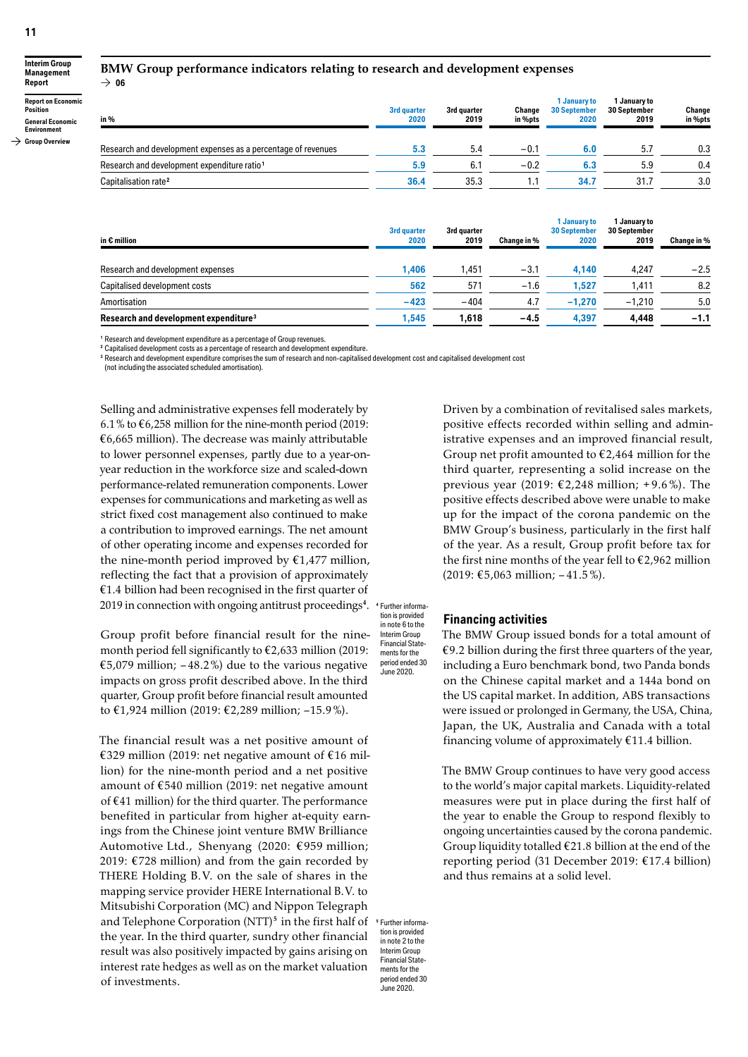## BMW Group performance indicators relating to research and development expenses

→ 06

| in % | 3rd quarter 2020 | 3rd quarter 2019 | Change in %pts | 1 January to 30 September 2020 | 1 January to 30 September 2019 | Change in %pts |
|---|---|---|---|---|---|---|
| Research and development expenses as a percentage of revenues | 5.3 | 5.4 | −0.1 | 6.0 | 5.7 | 0.3 |
| Research and development expenditure ratio[1] | 5.9 | 6.1 | −0.2 | 6.3 | 5.9 | 0.4 |
| Capitalisation rate[2] | 36.4 | 35.3 | 1.1 | 34.7 | 31.7 | 3.0 |

| in € million | 3rd quarter 2020 | 3rd quarter 2019 | Change in % | 1 January to 30 September 2020 | 1 January to 30 September 2019 | Change in % |
|---|---|---|---|---|---|---|
| Research and development expenses | 1,406 | 1,451 | −3.1 | 4,140 | 4,247 | −2.5 |
| Capitalised development costs | 562 | 571 | −1.6 | 1,527 | 1,411 | 8.2 |
| Amortisation | −423 | −404 | 4.7 | −1,270 | −1,210 | 5.0 |
| **Research and development expenditure[3]** | **1,545** | **1,618** | **−4.5** | **4,397** | **4,448** | **−1.1** |

[1] Research and development expenditure as a percentage of Group revenues.
[2] Capitalised development costs as a percentage of research and development expenditure.
[3] Research and development expenditure comprises the sum of research and non-capitalised development cost and capitalised development cost (not including the associated scheduled amortisation).

Selling and administrative expenses fell moderately by 6.1 % to €6,258 million for the nine-month period (2019: €6,665 million). The decrease was mainly attributable to lower personnel expenses, partly due to a year-on-year reduction in the workforce size and scaled-down performance-related remuneration components. Lower expenses for communications and marketing as well as strict fixed cost management also continued to make a contribution to improved earnings. The net amount of other operating income and expenses recorded for the nine-month period improved by €1,477 million, reflecting the fact that a provision of approximately €1.4 billion had been recognised in the first quarter of 2019 in connection with ongoing antitrust proceedings[4].

[4] Further information is provided in note 6 to the Interim Group Financial Statements for the period ended 30 June 2020.

Group profit before financial result for the nine-month period fell significantly to €2,633 million (2019: €5,079 million; −48.2 %) due to the various negative impacts on gross profit described above. In the third quarter, Group profit before financial result amounted to €1,924 million (2019: €2,289 million; −15.9 %).

The financial result was a net positive amount of €329 million (2019: net negative amount of €16 million) for the nine-month period and a net positive amount of €540 million (2019: net negative amount of €41 million) for the third quarter. The performance benefited in particular from higher at-equity earnings from the Chinese joint venture BMW Brilliance Automotive Ltd., Shenyang (2020: €959 million; 2019: €728 million) and from the gain recorded by THERE Holding B.V. on the sale of shares in the mapping service provider HERE International B.V. to Mitsubishi Corporation (MC) and Nippon Telegraph and Telephone Corporation (NTT)[5] in the first half of the year. In the third quarter, sundry other financial result was also positively impacted by gains arising on interest rate hedges as well as on the market valuation of investments.

[5] Further information is provided in note 2 to the Interim Group Financial Statements for the period ended 30 June 2020.

Driven by a combination of revitalised sales markets, positive effects recorded within selling and administrative expenses and an improved financial result, Group net profit amounted to €2,464 million for the third quarter, representing a solid increase on the previous year (2019: €2,248 million; +9.6 %). The positive effects described above were unable to make up for the impact of the corona pandemic on the BMW Group's business, particularly in the first half of the year. As a result, Group profit before tax for the first nine months of the year fell to €2,962 million (2019: €5,063 million; −41.5 %).

### Financing activities

The BMW Group issued bonds for a total amount of €9.2 billion during the first three quarters of the year, including a Euro benchmark bond, two Panda bonds on the Chinese capital market and a 144a bond on the US capital market. In addition, ABS transactions were issued or prolonged in Germany, the USA, China, Japan, the UK, Australia and Canada with a total financing volume of approximately €11.4 billion.

The BMW Group continues to have very good access to the world's major capital markets. Liquidity-related measures were put in place during the first half of the year to enable the Group to respond flexibly to ongoing uncertainties caused by the corona pandemic. Group liquidity totalled €21.8 billion at the end of the reporting period (31 December 2019: €17.4 billion) and thus remains at a solid level.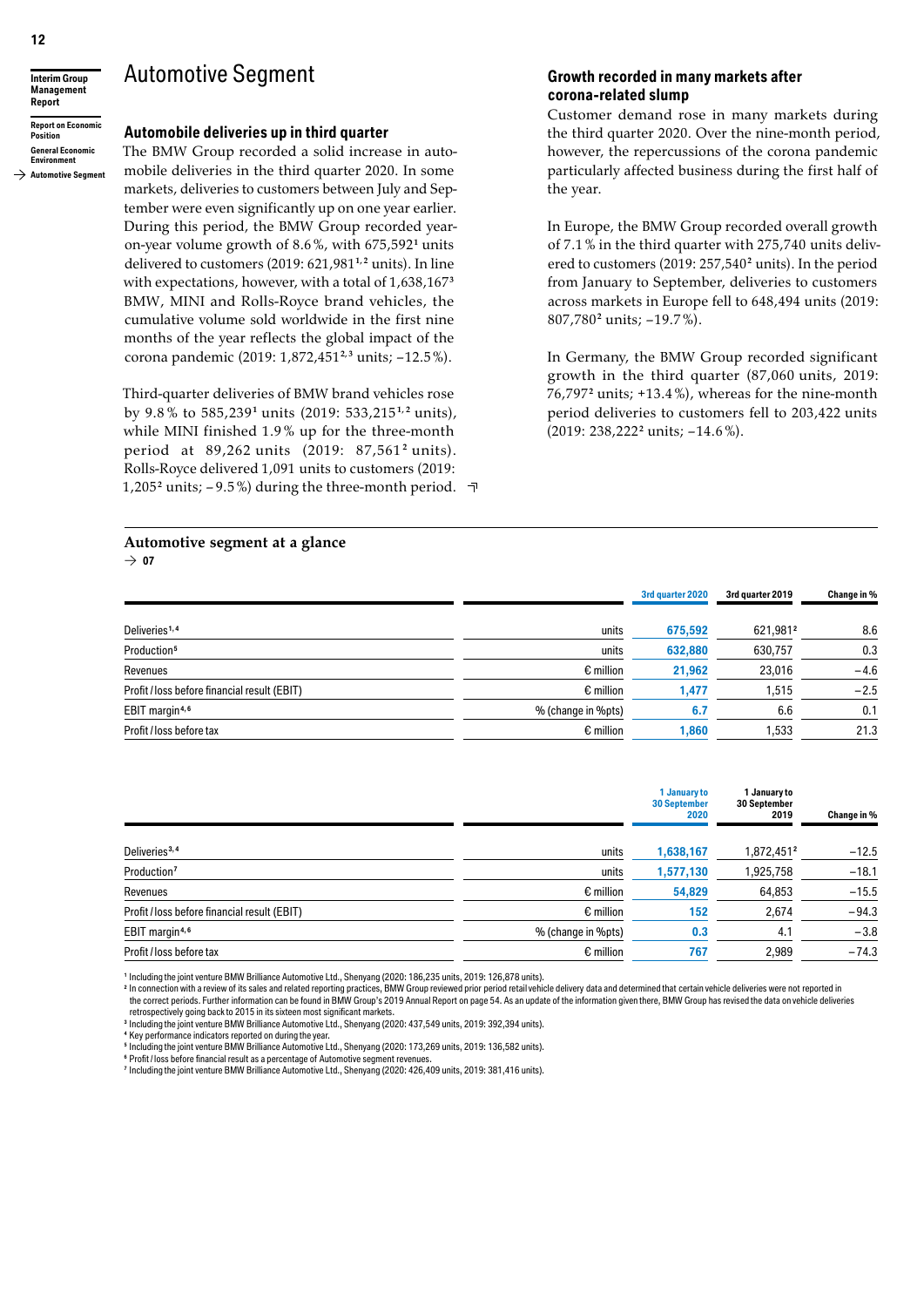# Automotive Segment

## Automobile deliveries up in third quarter

The BMW Group recorded a solid increase in automobile deliveries in the third quarter 2020. In some markets, deliveries to customers between July and September were even significantly up on one year earlier. During this period, the BMW Group recorded year-on-year volume growth of 8.6 %, with 675,592[1] units delivered to customers (2019: 621,981[1,2] units). In line with expectations, however, with a total of 1,638,167[3] BMW, MINI and Rolls-Royce brand vehicles, the cumulative volume sold worldwide in the first nine months of the year reflects the global impact of the corona pandemic (2019: 1,872,451[2,3] units; –12.5 %).

Third-quarter deliveries of BMW brand vehicles rose by 9.8 % to 585,239[1] units (2019: 533,215[1,2] units), while MINI finished 1.9 % up for the three-month period at 89,262 units (2019: 87,561[2] units). Rolls-Royce delivered 1,091 units to customers (2019: 1,205[2] units; – 9.5 %) during the three-month period.

## Growth recorded in many markets after corona-related slump

Customer demand rose in many markets during the third quarter 2020. Over the nine-month period, however, the repercussions of the corona pandemic particularly affected business during the first half of the year.

In Europe, the BMW Group recorded overall growth of 7.1 % in the third quarter with 275,740 units delivered to customers (2019: 257,540[2] units). In the period from January to September, deliveries to customers across markets in Europe fell to 648,494 units (2019: 807,780[2] units; –19.7 %).

In Germany, the BMW Group recorded significant growth in the third quarter (87,060 units, 2019: 76,797[2] units; +13.4 %), whereas for the nine-month period deliveries to customers fell to 203,422 units (2019: 238,222[2] units; –14.6 %).

### Automotive segment at a glance

→ 07

| | | 3rd quarter 2020 | 3rd quarter 2019 | Change in % |
|---|---|---|---|---|
| Deliveries[1,4] | units | 675,592 | 621,981[2] | 8.6 |
| Production[5] | units | 632,880 | 630,757 | 0.3 |
| Revenues | € million | 21,962 | 23,016 | – 4.6 |
| Profit / loss before financial result (EBIT) | € million | 1,477 | 1,515 | – 2.5 |
| EBIT margin[4,6] | % (change in %pts) | 6.7 | 6.6 | 0.1 |
| Profit / loss before tax | € million | 1,860 | 1,533 | 21.3 |

| | | 1 January to 30 September 2020 | 1 January to 30 September 2019 | Change in % |
|---|---|---|---|---|
| Deliveries[3,4] | units | 1,638,167 | 1,872,451[2] | – 12.5 |
| Production[7] | units | 1,577,130 | 1,925,758 | – 18.1 |
| Revenues | € million | 54,829 | 64,853 | – 15.5 |
| Profit / loss before financial result (EBIT) | € million | 152 | 2,674 | – 94.3 |
| EBIT margin[4,6] | % (change in %pts) | 0.3 | 4.1 | – 3.8 |
| Profit / loss before tax | € million | 767 | 2,989 | – 74.3 |

[1] Including the joint venture BMW Brilliance Automotive Ltd., Shenyang (2020: 186,235 units, 2019: 126,878 units).
[2] In connection with a review of its sales and related reporting practices, BMW Group reviewed prior period retail vehicle delivery data and determined that certain vehicle deliveries were not reported in the correct periods. Further information can be found in BMW Group's 2019 Annual Report on page 54. As an update of the information given there, BMW Group has revised the data on vehicle deliveries retrospectively going back to 2015 in its sixteen most significant markets.
[3] Including the joint venture BMW Brilliance Automotive Ltd., Shenyang (2020: 437,549 units, 2019: 392,394 units).
[4] Key performance indicators reported on during the year.
[5] Including the joint venture BMW Brilliance Automotive Ltd., Shenyang (2020: 173,269 units, 2019: 136,582 units).
[6] Profit / loss before financial result as a percentage of Automotive segment revenues.
[7] Including the joint venture BMW Brilliance Automotive Ltd., Shenyang (2020: 426,409 units, 2019: 381,416 units).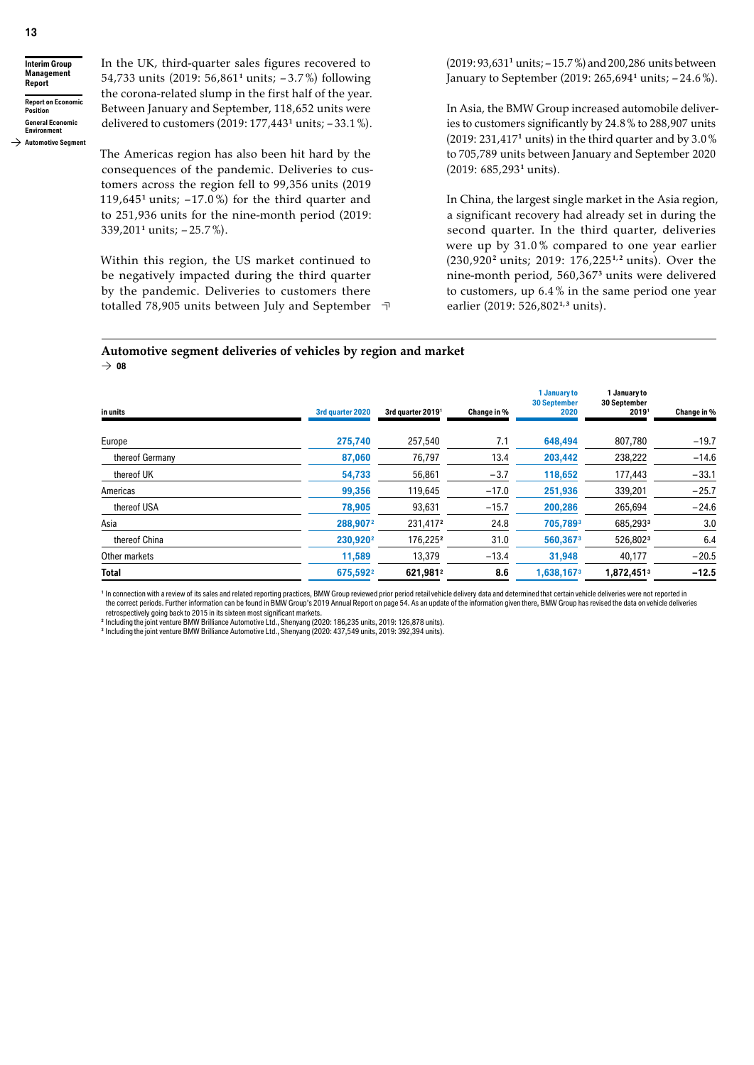In the UK, third-quarter sales figures recovered to 54,733 units (2019: 56,861[1] units; – 3.7 %) following the corona-related slump in the first half of the year. Between January and September, 118,652 units were delivered to customers (2019: 177,443[1] units; – 33.1 %).

The Americas region has also been hit hard by the consequences of the pandemic. Deliveries to customers across the region fell to 99,356 units (2019 119,645[1] units; –17.0 %) for the third quarter and to 251,936 units for the nine-month period (2019: 339,201[1] units; – 25.7 %).

Within this region, the US market continued to be negatively impacted during the third quarter by the pandemic. Deliveries to customers there totalled 78,905 units between July and September (2019: 93,631[1] units; – 15.7 %) and 200,286 units between January to September (2019: 265,694[1] units; – 24.6 %).

In Asia, the BMW Group increased automobile deliveries to customers significantly by 24.8 % to 288,907 units (2019: 231,417[1] units) in the third quarter and by 3.0 % to 705,789 units between January and September 2020 (2019: 685,293[1] units).

In China, the largest single market in the Asia region, a significant recovery had already set in during the second quarter. In the third quarter, deliveries were up by 31.0 % compared to one year earlier (230,920[2] units; 2019: 176,225[1,2] units). Over the nine-month period, 560,367[3] units were delivered to customers, up 6.4 % in the same period one year earlier (2019: 526,802[1,3] units).

## Automotive segment deliveries of vehicles by region and market

→ 08

| in units | 3rd quarter 2020 | 3rd quarter 2019[1] | Change in % | 1 January to 30 September 2020 | 1 January to 30 September 2019[1] | Change in % |
|---|---|---|---|---|---|---|
| Europe | 275,740 | 257,540 | 7.1 | 648,494 | 807,780 | –19.7 |
| thereof Germany | 87,060 | 76,797 | 13.4 | 203,442 | 238,222 | –14.6 |
| thereof UK | 54,733 | 56,861 | –3.7 | 118,652 | 177,443 | –33.1 |
| Americas | 99,356 | 119,645 | –17.0 | 251,936 | 339,201 | –25.7 |
| thereof USA | 78,905 | 93,631 | –15.7 | 200,286 | 265,694 | –24.6 |
| Asia | 288,907[2] | 231,417[2] | 24.8 | 705,789[3] | 685,293[3] | 3.0 |
| thereof China | 230,920[2] | 176,225[2] | 31.0 | 560,367[3] | 526,802[3] | 6.4 |
| Other markets | 11,589 | 13,379 | –13.4 | 31,948 | 40,177 | –20.5 |
| **Total** | **675,592[2]** | **621,981[2]** | **8.6** | **1,638,167[3]** | **1,872,451[3]** | **–12.5** |

[1] In connection with a review of its sales and related reporting practices, BMW Group reviewed prior period retail vehicle delivery data and determined that certain vehicle deliveries were not reported in the correct periods. Further information can be found in BMW Group's 2019 Annual Report on page 54. As an update of the information given there, BMW Group has revised the data on vehicle deliveries retrospectively going back to 2015 in its sixteen most significant markets.

[2] Including the joint venture BMW Brilliance Automotive Ltd., Shenyang (2020: 186,235 units, 2019: 126,878 units).

[3] Including the joint venture BMW Brilliance Automotive Ltd., Shenyang (2020: 437,549 units, 2019: 392,394 units).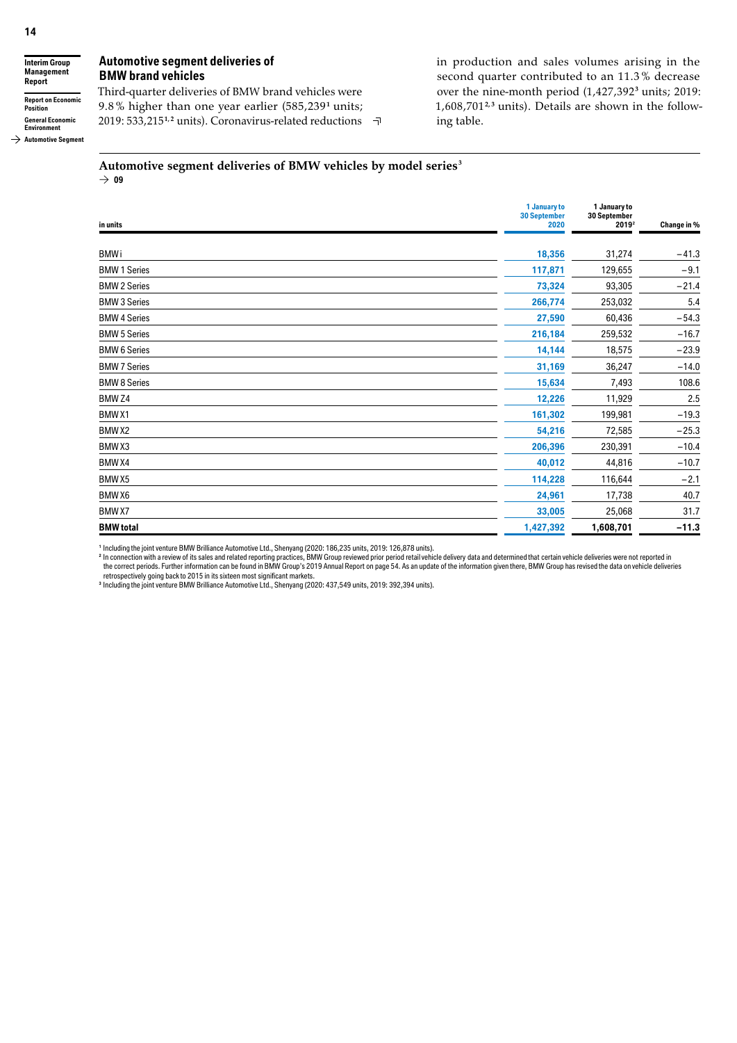## Automotive segment deliveries of BMW brand vehicles

Third-quarter deliveries of BMW brand vehicles were 9.8 % higher than one year earlier (585,239[1] units; 2019: 533,215[1,2] units). Coronavirus-related reductions in production and sales volumes arising in the second quarter contributed to an 11.3 % decrease over the nine-month period (1,427,392[3] units; 2019: 1,608,701[2,3] units). Details are shown in the following table.

### Automotive segment deliveries of BMW vehicles by model series[3]

→ 09

| in units | 1 January to 30 September 2020 | 1 January to 30 September 2019[2] | Change in % |
|---|---|---|---|
| BMW i | 18,356 | 31,274 | −41.3 |
| BMW 1 Series | 117,871 | 129,655 | −9.1 |
| BMW 2 Series | 73,324 | 93,305 | −21.4 |
| BMW 3 Series | 266,774 | 253,032 | 5.4 |
| BMW 4 Series | 27,590 | 60,436 | −54.3 |
| BMW 5 Series | 216,184 | 259,532 | −16.7 |
| BMW 6 Series | 14,144 | 18,575 | −23.9 |
| BMW 7 Series | 31,169 | 36,247 | −14.0 |
| BMW 8 Series | 15,634 | 7,493 | 108.6 |
| BMW Z4 | 12,226 | 11,929 | 2.5 |
| BMW X1 | 161,302 | 199,981 | −19.3 |
| BMW X2 | 54,216 | 72,585 | −25.3 |
| BMW X3 | 206,396 | 230,391 | −10.4 |
| BMW X4 | 40,012 | 44,816 | −10.7 |
| BMW X5 | 114,228 | 116,644 | −2.1 |
| BMW X6 | 24,961 | 17,738 | 40.7 |
| BMW X7 | 33,005 | 25,068 | 31.7 |
| **BMW total** | **1,427,392** | **1,608,701** | **−11.3** |

[1] Including the joint venture BMW Brilliance Automotive Ltd., Shenyang (2020: 186,235 units, 2019: 126,878 units).
[2] In connection with a review of its sales and related reporting practices, BMW Group reviewed prior period retail vehicle delivery data and determined that certain vehicle deliveries were not reported in the correct periods. Further information can be found in BMW Group's 2019 Annual Report on page 54. As an update of the information given there, BMW Group has revised the data on vehicle deliveries retrospectively going back to 2015 in its sixteen most significant markets.
[3] Including the joint venture BMW Brilliance Automotive Ltd., Shenyang (2020: 437,549 units, 2019: 392,394 units).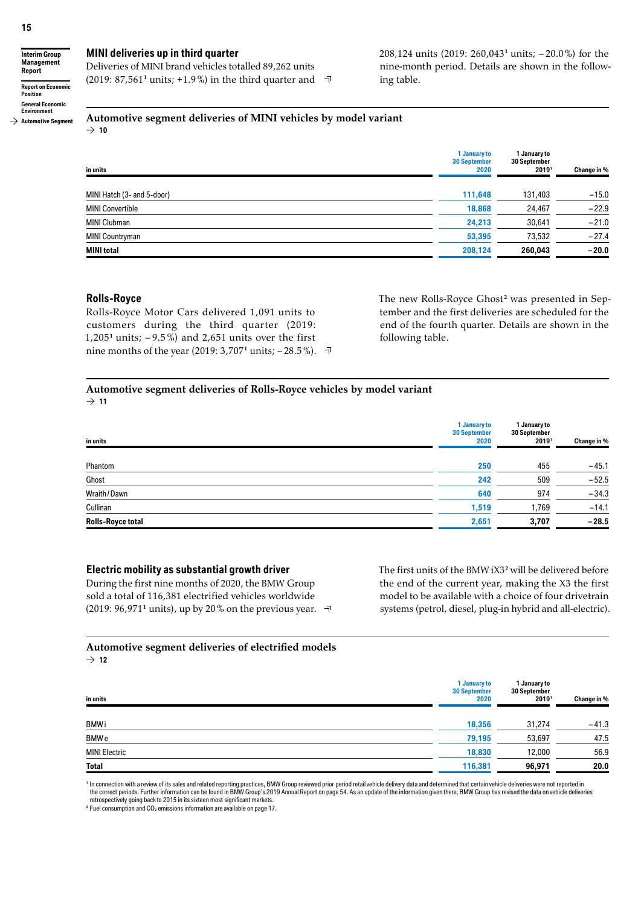## MINI deliveries up in third quarter

Deliveries of MINI brand vehicles totalled 89,262 units (2019: 87,561[1] units; +1.9%) in the third quarter and 208,124 units (2019: 260,043[1] units; –20.0%) for the nine-month period. Details are shown in the following table.

### Automotive segment deliveries of MINI vehicles by model variant

→ 10

| in units | 1 January to 30 September 2020 | 1 January to 30 September 2019[1] | Change in % |
|---|---|---|---|
| MINI Hatch (3- and 5-door) | 111,648 | 131,403 | –15.0 |
| MINI Convertible | 18,868 | 24,467 | –22.9 |
| MINI Clubman | 24,213 | 30,641 | –21.0 |
| MINI Countryman | 53,395 | 73,532 | –27.4 |
| **MINI total** | **208,124** | **260,043** | **–20.0** |

## Rolls-Royce

Rolls-Royce Motor Cars delivered 1,091 units to customers during the third quarter (2019: 1,205[1] units; –9.5%) and 2,651 units over the first nine months of the year (2019: 3,707[1] units; –28.5%). The new Rolls-Royce Ghost[2] was presented in September and the first deliveries are scheduled for the end of the fourth quarter. Details are shown in the following table.

### Automotive segment deliveries of Rolls-Royce vehicles by model variant

→ 11

| in units | 1 January to 30 September 2020 | 1 January to 30 September 2019[1] | Change in % |
|---|---|---|---|
| Phantom | 250 | 455 | –45.1 |
| Ghost | 242 | 509 | –52.5 |
| Wraith / Dawn | 640 | 974 | –34.3 |
| Cullinan | 1,519 | 1,769 | –14.1 |
| **Rolls-Royce total** | **2,651** | **3,707** | **–28.5** |

## Electric mobility as substantial growth driver

During the first nine months of 2020, the BMW Group sold a total of 116,381 electrified vehicles worldwide (2019: 96,971[1] units), up by 20% on the previous year. The first units of the BMW iX3[2] will be delivered before the end of the current year, making the X3 the first model to be available with a choice of four drivetrain systems (petrol, diesel, plug-in hybrid and all-electric).

### Automotive segment deliveries of electrified models

→ 12

| in units | 1 January to 30 September 2020 | 1 January to 30 September 2019[1] | Change in % |
|---|---|---|---|
| BMW i | 18,356 | 31,274 | –41.3 |
| BMW e | 79,195 | 53,697 | 47.5 |
| MINI Electric | 18,830 | 12,000 | 56.9 |
| **Total** | **116,381** | **96,971** | **20.0** |

[1] In connection with a review of its sales and related reporting practices, BMW Group reviewed prior period retail vehicle delivery data and determined that certain vehicle deliveries were not reported in the correct periods. Further information can be found in BMW Group's 2019 Annual Report on page 54. As an update of the information given there, BMW Group has revised the data on vehicle deliveries retrospectively going back to 2015 in its sixteen most significant markets.

[2] Fuel consumption and $CO_2$ emissions information are available on page 17.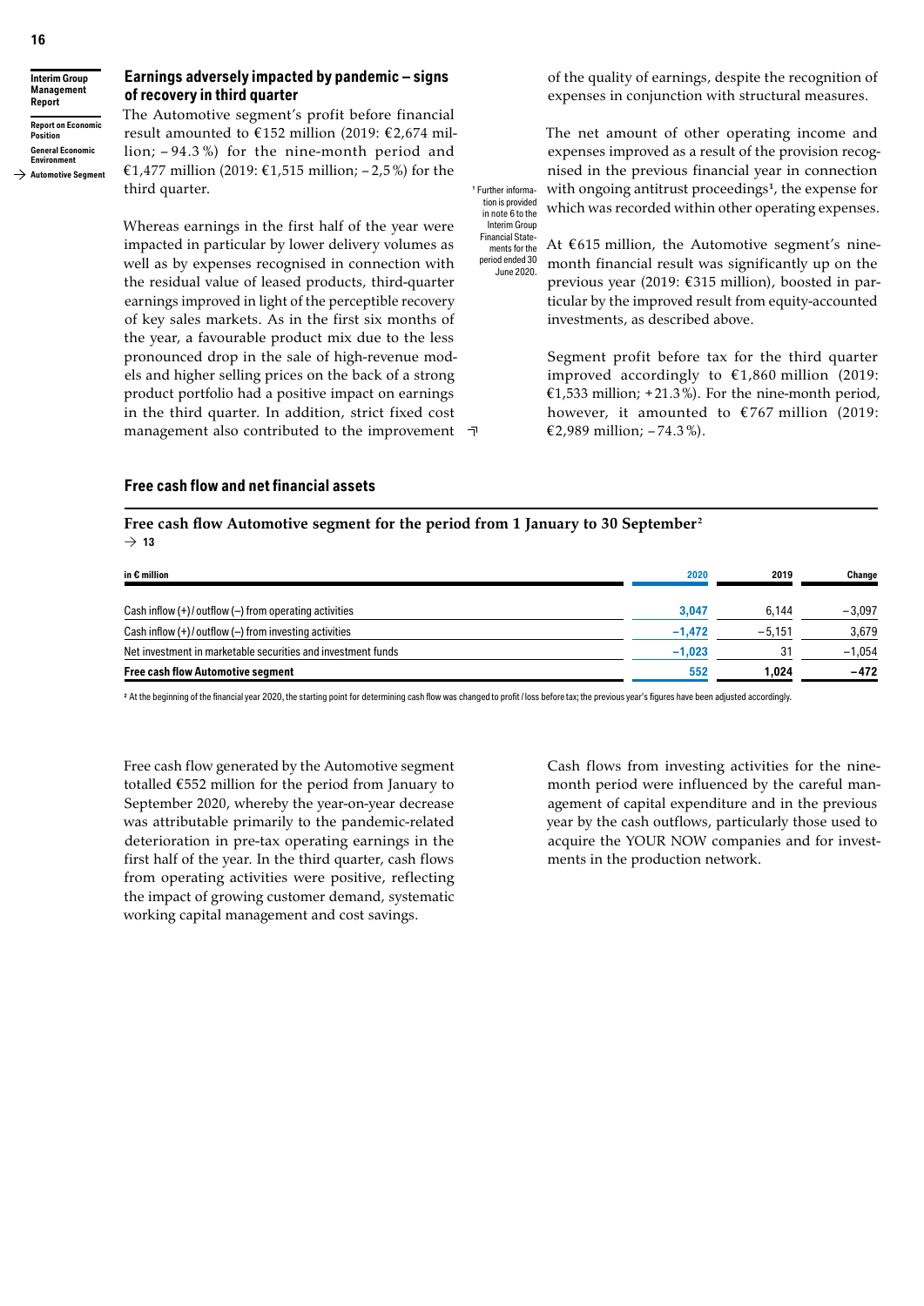## Earnings adversely impacted by pandemic – signs of recovery in third quarter

The Automotive segment's profit before financial result amounted to €152 million (2019: €2,674 million; – 94.3 %) for the nine-month period and €1,477 million (2019: €1,515 million; – 2,5 %) for the third quarter.

Whereas earnings in the first half of the year were impacted in particular by lower delivery volumes as well as by expenses recognised in connection with the residual value of leased products, third-quarter earnings improved in light of the perceptible recovery of key sales markets. As in the first six months of the year, a favourable product mix due to the less pronounced drop in the sale of high-revenue models and higher selling prices on the back of a strong product portfolio had a positive impact on earnings in the third quarter. In addition, strict fixed cost management also contributed to the improvement of the quality of earnings, despite the recognition of expenses in conjunction with structural measures.

The net amount of other operating income and expenses improved as a result of the provision recognised in the previous financial year in connection with ongoing antitrust proceedings[1], the expense for which was recorded within other operating expenses.

[1] Further information is provided in note 6 to the Interim Group Financial Statements for the period ended 30 June 2020.

At €615 million, the Automotive segment's nine-month financial result was significantly up on the previous year (2019: €315 million), boosted in particular by the improved result from equity-accounted investments, as described above.

Segment profit before tax for the third quarter improved accordingly to €1,860 million (2019: €1,533 million; + 21.3 %). For the nine-month period, however, it amounted to €767 million (2019: €2,989 million; – 74.3 %).

## Free cash flow and net financial assets

**Free cash flow Automotive segment for the period from 1 January to 30 September[2]**
→ 13

| in € million | 2020 | 2019 | Change |
|---|---|---|---|
| Cash inflow (+) / outflow (–) from operating activities | 3,047 | 6,144 | – 3,097 |
| Cash inflow (+) / outflow (–) from investing activities | – 1,472 | – 5,151 | 3,679 |
| Net investment in marketable securities and investment funds | – 1,023 | 31 | – 1,054 |
| **Free cash flow Automotive segment** | **552** | **1,024** | **– 472** |

[2] At the beginning of the financial year 2020, the starting point for determining cash flow was changed to profit / loss before tax; the previous year's figures have been adjusted accordingly.

Free cash flow generated by the Automotive segment totalled €552 million for the period from January to September 2020, whereby the year-on-year decrease was attributable primarily to the pandemic-related deterioration in pre-tax operating earnings in the first half of the year. In the third quarter, cash flows from operating activities were positive, reflecting the impact of growing customer demand, systematic working capital management and cost savings.

Cash flows from investing activities for the nine-month period were influenced by the careful management of capital expenditure and in the previous year by the cash outflows, particularly those used to acquire the YOUR NOW companies and for investments in the production network.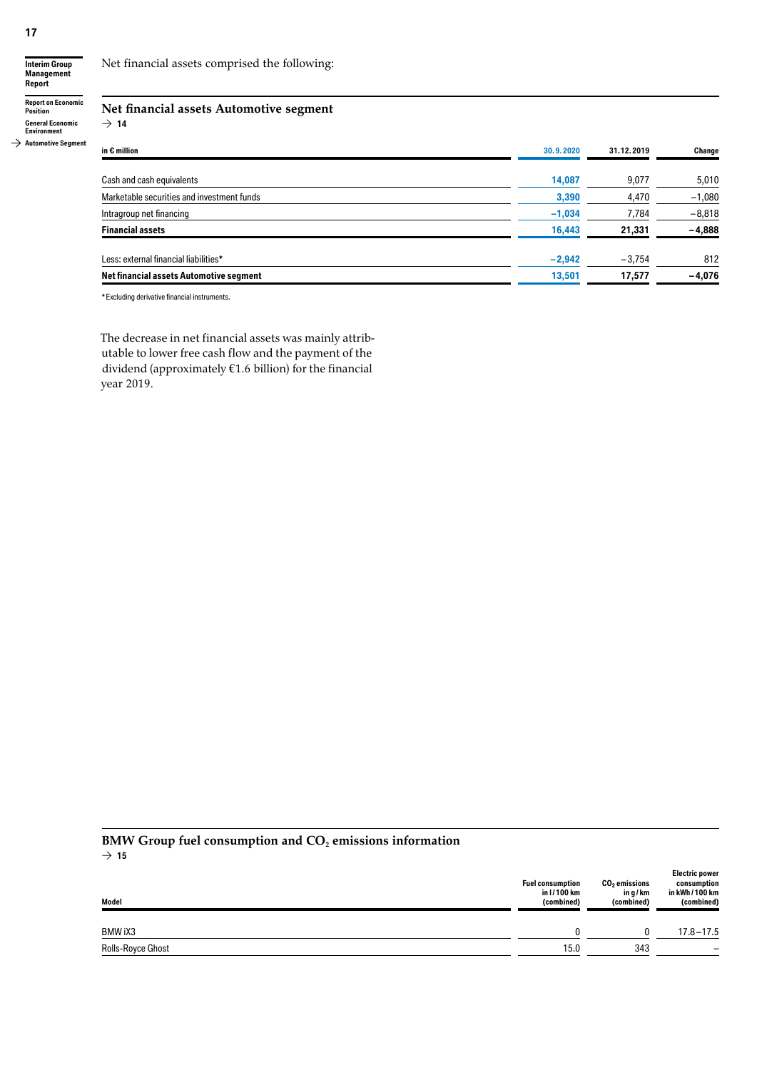Net financial assets comprised the following:

## Net financial assets Automotive segment

→ 14

| in € million | 30.9.2020 | 31.12.2019 | Change |
|---|---|---|---|
| Cash and cash equivalents | 14,087 | 9,077 | 5,010 |
| Marketable securities and investment funds | 3,390 | 4,470 | −1,080 |
| Intragroup net financing | −1,034 | 7,784 | −8,818 |
| **Financial assets** | **16,443** | **21,331** | **−4,888** |
| Less: external financial liabilities* | −2,942 | −3,754 | 812 |
| **Net financial assets Automotive segment** | **13,501** | **17,577** | **−4,076** |

* Excluding derivative financial instruments.

The decrease in net financial assets was mainly attributable to lower free cash flow and the payment of the dividend (approximately €1.6 billion) for the financial year 2019.

## BMW Group fuel consumption and $CO_2$ emissions information

→ 15

| Model | Fuel consumption in l/100 km (combined) | $CO_2$ emissions in g/km (combined) | Electric power consumption in kWh/100 km (combined) |
|---|---|---|---|
| BMW iX3 | 0 | 0 | 17.8 – 17.5 |
| Rolls-Royce Ghost | 15.0 | 343 | – |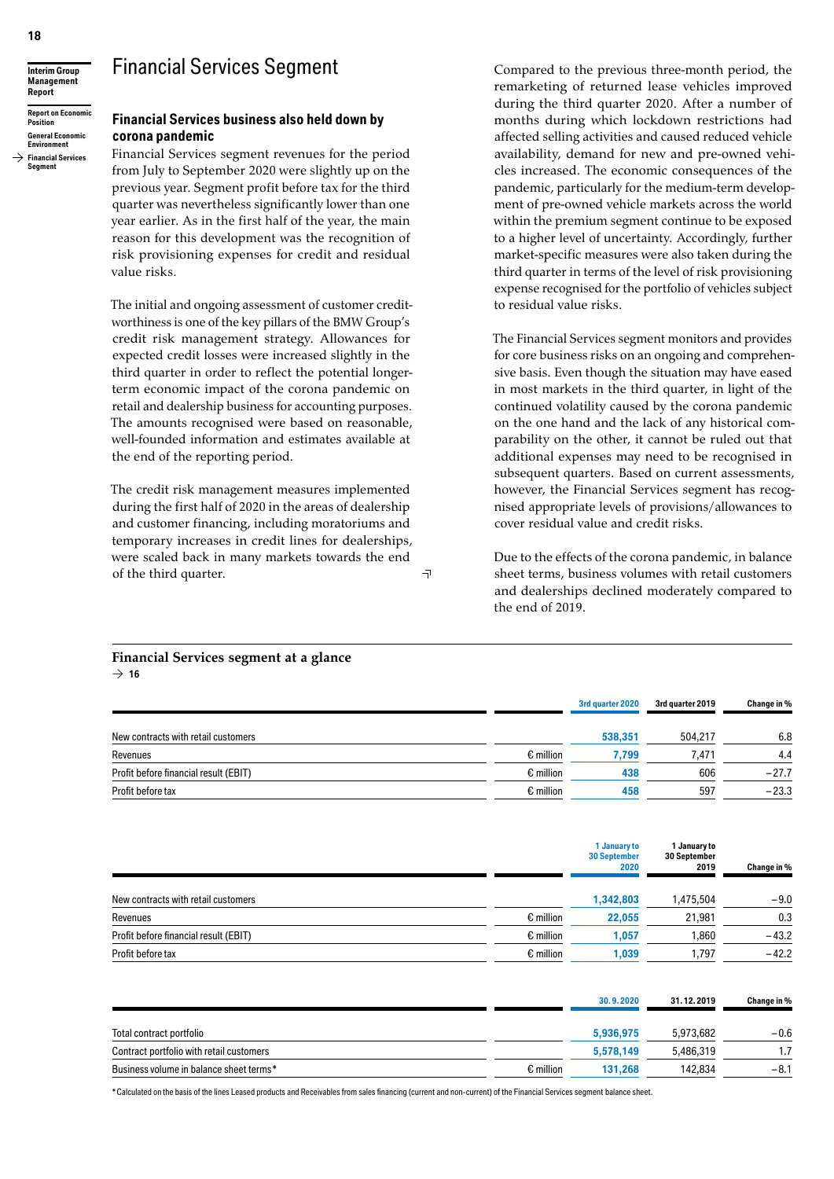# Financial Services Segment

## Financial Services business also held down by corona pandemic

Financial Services segment revenues for the period from July to September 2020 were slightly up on the previous year. Segment profit before tax for the third quarter was nevertheless significantly lower than one year earlier. As in the first half of the year, the main reason for this development was the recognition of risk provisioning expenses for credit and residual value risks.

The initial and ongoing assessment of customer creditworthiness is one of the key pillars of the BMW Group's credit risk management strategy. Allowances for expected credit losses were increased slightly in the third quarter in order to reflect the potential longer-term economic impact of the corona pandemic on retail and dealership business for accounting purposes. The amounts recognised were based on reasonable, well-founded information and estimates available at the end of the reporting period.

The credit risk management measures implemented during the first half of 2020 in the areas of dealership and customer financing, including moratoriums and temporary increases in credit lines for dealerships, were scaled back in many markets towards the end of the third quarter.

Compared to the previous three-month period, the remarketing of returned lease vehicles improved during the third quarter 2020. After a number of months during which lockdown restrictions had affected selling activities and caused reduced vehicle availability, demand for new and pre-owned vehicles increased. The economic consequences of the pandemic, particularly for the medium-term development of pre-owned vehicle markets across the world within the premium segment continue to be exposed to a higher level of uncertainty. Accordingly, further market-specific measures were also taken during the third quarter in terms of the level of risk provisioning expense recognised for the portfolio of vehicles subject to residual value risks.

The Financial Services segment monitors and provides for core business risks on an ongoing and comprehensive basis. Even though the situation may have eased in most markets in the third quarter, in light of the continued volatility caused by the corona pandemic on the one hand and the lack of any historical comparability on the other, it cannot be ruled out that additional expenses may need to be recognised in subsequent quarters. Based on current assessments, however, the Financial Services segment has recognised appropriate levels of provisions/allowances to cover residual value and credit risks.

Due to the effects of the corona pandemic, in balance sheet terms, business volumes with retail customers and dealerships declined moderately compared to the end of 2019.

**Financial Services segment at a glance**
→ 16

| | | 3rd quarter 2020 | 3rd quarter 2019 | Change in % |
|---|---|---|---|---|
| New contracts with retail customers | | 538,351 | 504,217 | 6.8 |
| Revenues | € million | 7,799 | 7,471 | 4.4 |
| Profit before financial result (EBIT) | € million | 438 | 606 | −27.7 |
| Profit before tax | € million | 458 | 597 | −23.3 |

| | | 1 January to 30 September 2020 | 1 January to 30 September 2019 | Change in % |
|---|---|---|---|---|
| New contracts with retail customers | | 1,342,803 | 1,475,504 | −9.0 |
| Revenues | € million | 22,055 | 21,981 | 0.3 |
| Profit before financial result (EBIT) | € million | 1,057 | 1,860 | −43.2 |
| Profit before tax | € million | 1,039 | 1,797 | −42.2 |

| | | 30.9.2020 | 31.12.2019 | Change in % |
|---|---|---|---|---|
| Total contract portfolio | | 5,936,975 | 5,973,682 | −0.6 |
| Contract portfolio with retail customers | | 5,578,149 | 5,486,319 | 1.7 |
| Business volume in balance sheet terms* | € million | 131,268 | 142,834 | −8.1 |

* Calculated on the basis of the lines Leased products and Receivables from sales financing (current and non-current) of the Financial Services segment balance sheet.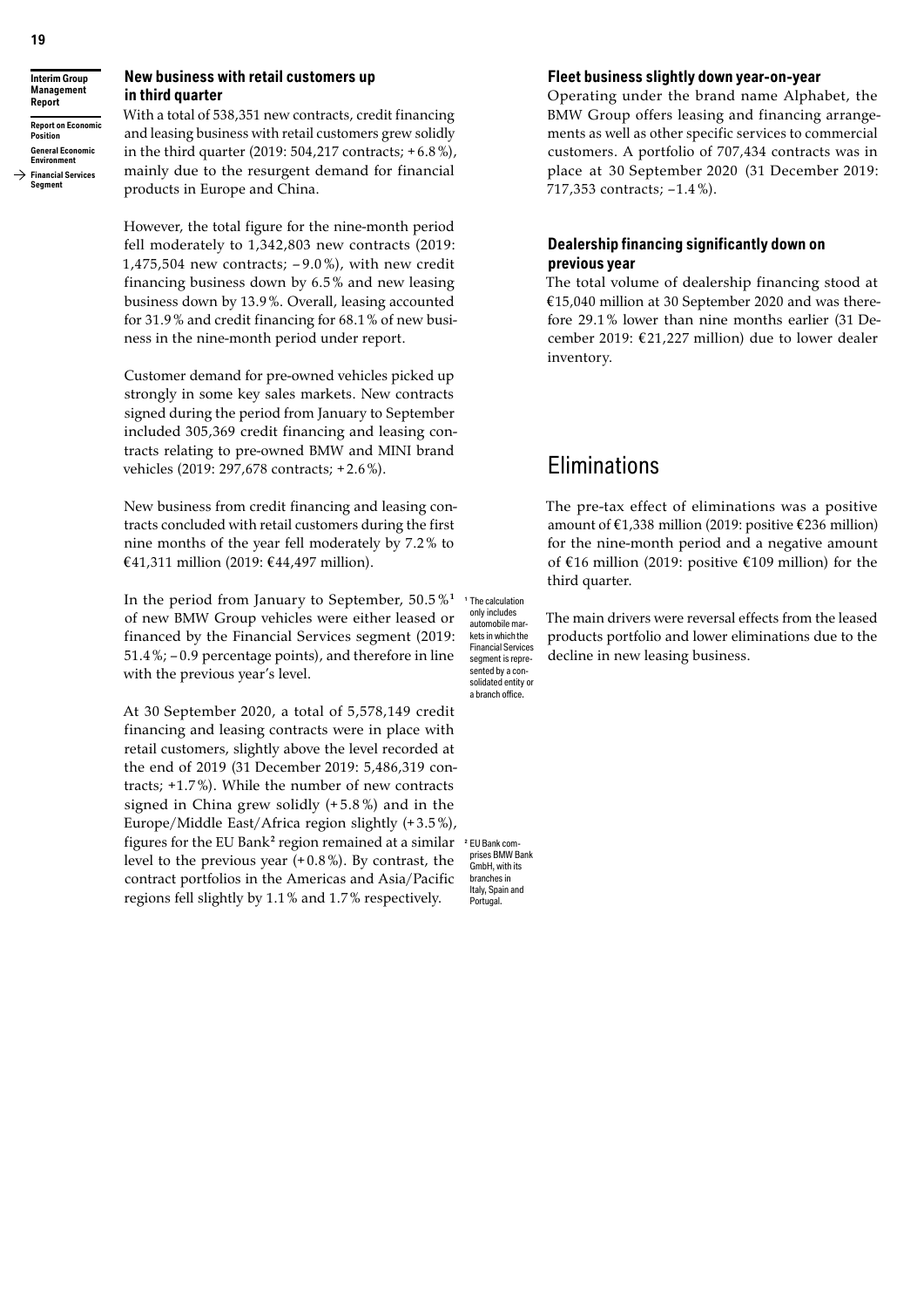### New business with retail customers up in third quarter

With a total of 538,351 new contracts, credit financing and leasing business with retail customers grew solidly in the third quarter (2019: 504,217 contracts; + 6.8 %), mainly due to the resurgent demand for financial products in Europe and China.

However, the total figure for the nine-month period fell moderately to 1,342,803 new contracts (2019: 1,475,504 new contracts; – 9.0 %), with new credit financing business down by 6.5 % and new leasing business down by 13.9 %. Overall, leasing accounted for 31.9 % and credit financing for 68.1 % of new business in the nine-month period under report.

Customer demand for pre-owned vehicles picked up strongly in some key sales markets. New contracts signed during the period from January to September included 305,369 credit financing and leasing contracts relating to pre-owned BMW and MINI brand vehicles (2019: 297,678 contracts; + 2.6 %).

New business from credit financing and leasing contracts concluded with retail customers during the first nine months of the year fell moderately by 7.2 % to €41,311 million (2019: €44,497 million).

In the period from January to September, 50.5 %[1] of new BMW Group vehicles were either leased or financed by the Financial Services segment (2019: 51.4 %; – 0.9 percentage points), and therefore in line with the previous year's level.

At 30 September 2020, a total of 5,578,149 credit financing and leasing contracts were in place with retail customers, slightly above the level recorded at the end of 2019 (31 December 2019: 5,486,319 contracts; +1.7 %). While the number of new contracts signed in China grew solidly (+ 5.8 %) and in the Europe/Middle East/Africa region slightly (+ 3.5 %), figures for the EU Bank[2] region remained at a similar level to the previous year (+ 0.8 %). By contrast, the contract portfolios in the Americas and Asia/Pacific regions fell slightly by 1.1 % and 1.7 % respectively.

[1] The calculation only includes automobile markets in which the Financial Services segment is represented by a consolidated entity or a branch office.

[2] EU Bank comprises BMW Bank GmbH, with its branches in Italy, Spain and Portugal.

### Fleet business slightly down year-on-year

Operating under the brand name Alphabet, the BMW Group offers leasing and financing arrangements as well as other specific services to commercial customers. A portfolio of 707,434 contracts was in place at 30 September 2020 (31 December 2019: 717,353 contracts; –1.4 %).

### Dealership financing significantly down on previous year

The total volume of dealership financing stood at €15,040 million at 30 September 2020 and was therefore 29.1 % lower than nine months earlier (31 December 2019: €21,227 million) due to lower dealer inventory.

## Eliminations

The pre-tax effect of eliminations was a positive amount of €1,338 million (2019: positive €236 million) for the nine-month period and a negative amount of €16 million (2019: positive €109 million) for the third quarter.

The main drivers were reversal effects from the leased products portfolio and lower eliminations due to the decline in new leasing business.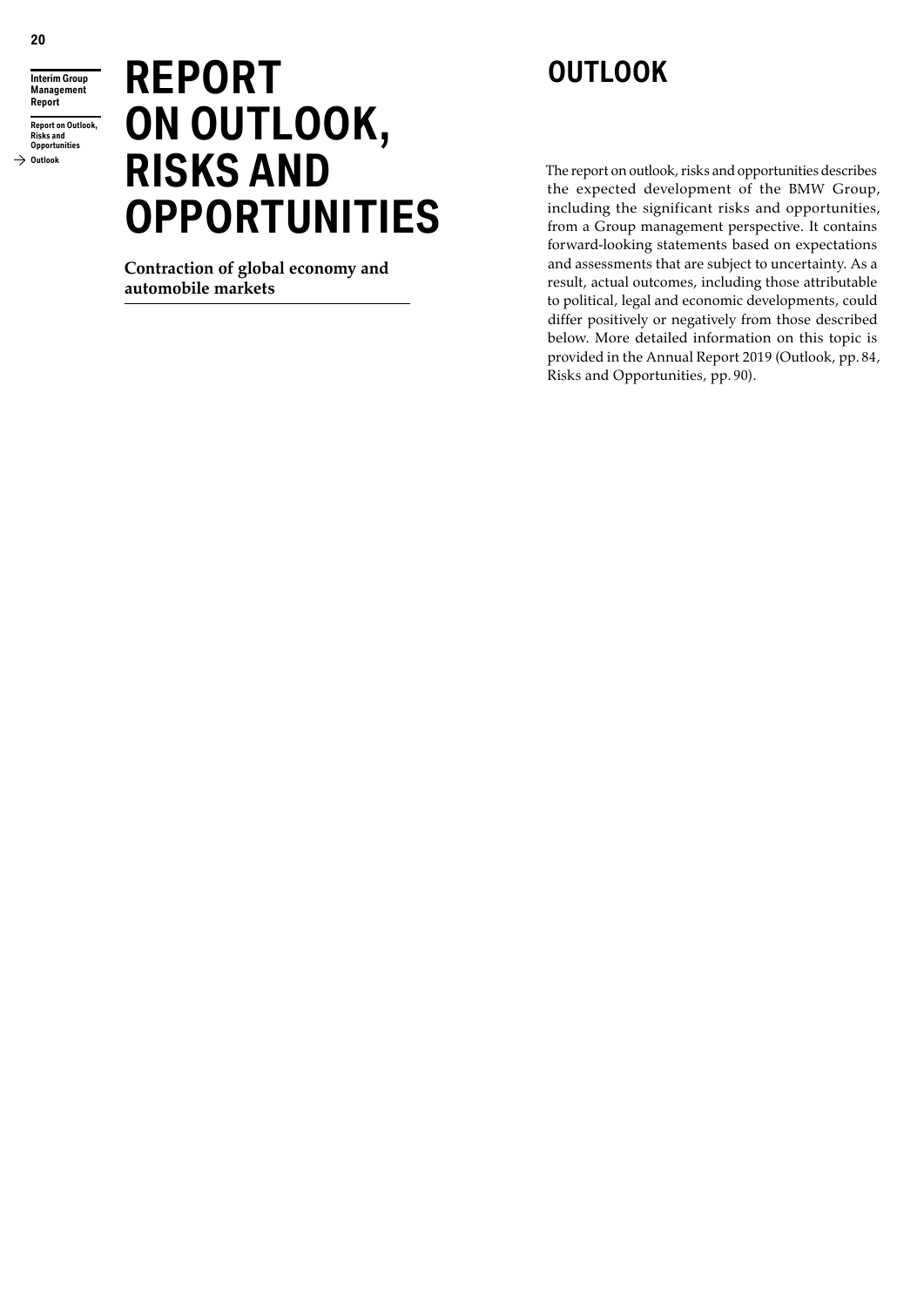# REPORT ON OUTLOOK, RISKS AND OPPORTUNITIES

**Contraction of global economy and automobile markets**

## OUTLOOK

The report on outlook, risks and opportunities describes the expected development of the BMW Group, including the significant risks and opportunities, from a Group management perspective. It contains forward-looking statements based on expectations and assessments that are subject to uncertainty. As a result, actual outcomes, including those attributable to political, legal and economic developments, could differ positively or negatively from those described below. More detailed information on this topic is provided in the Annual Report 2019 (Outlook, pp. 84, Risks and Opportunities, pp. 90).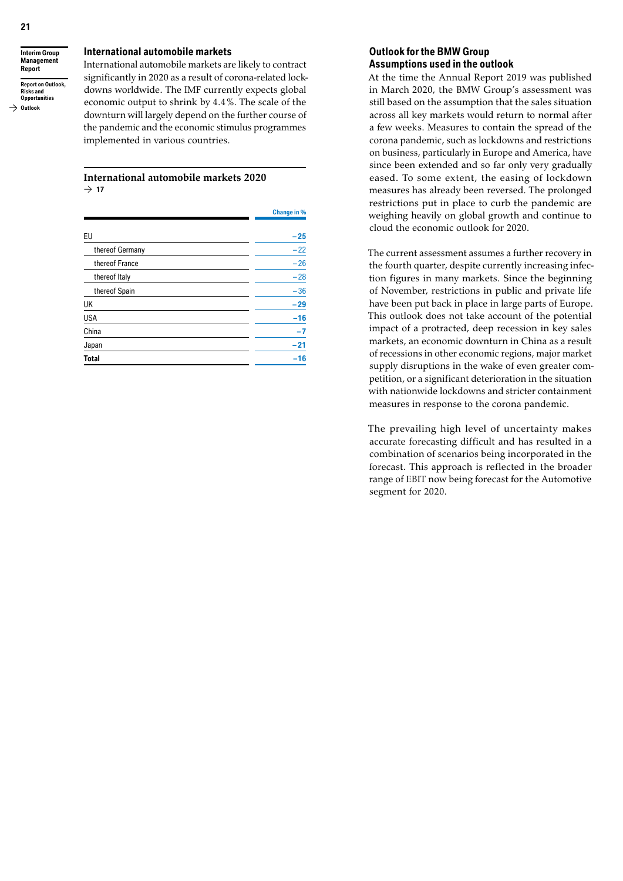## International automobile markets

International automobile markets are likely to contract significantly in 2020 as a result of corona-related lockdowns worldwide. The IMF currently expects global economic output to shrink by 4.4%. The scale of the downturn will largely depend on the further course of the pandemic and the economic stimulus programmes implemented in various countries.

### International automobile markets 2020

→ 17

| | Change in % |
|---|---|
| EU | **–25** |
| thereof Germany | –22 |
| thereof France | –26 |
| thereof Italy | –28 |
| thereof Spain | –36 |
| UK | **–29** |
| USA | **–16** |
| China | **–7** |
| Japan | **–21** |
| **Total** | **–16** |

## Outlook for the BMW Group

### Assumptions used in the outlook

At the time the Annual Report 2019 was published in March 2020, the BMW Group's assessment was still based on the assumption that the sales situation across all key markets would return to normal after a few weeks. Measures to contain the spread of the corona pandemic, such as lockdowns and restrictions on business, particularly in Europe and America, have since been extended and so far only very gradually eased. To some extent, the easing of lockdown measures has already been reversed. The prolonged restrictions put in place to curb the pandemic are weighing heavily on global growth and continue to cloud the economic outlook for 2020.

The current assessment assumes a further recovery in the fourth quarter, despite currently increasing infection figures in many markets. Since the beginning of November, restrictions in public and private life have been put back in place in large parts of Europe. This outlook does not take account of the potential impact of a protracted, deep recession in key sales markets, an economic downturn in China as a result of recessions in other economic regions, major market supply disruptions in the wake of even greater competition, or a significant deterioration in the situation with nationwide lockdowns and stricter containment measures in response to the corona pandemic.

The prevailing high level of uncertainty makes accurate forecasting difficult and has resulted in a combination of scenarios being incorporated in the forecast. This approach is reflected in the broader range of EBIT now being forecast for the Automotive segment for 2020.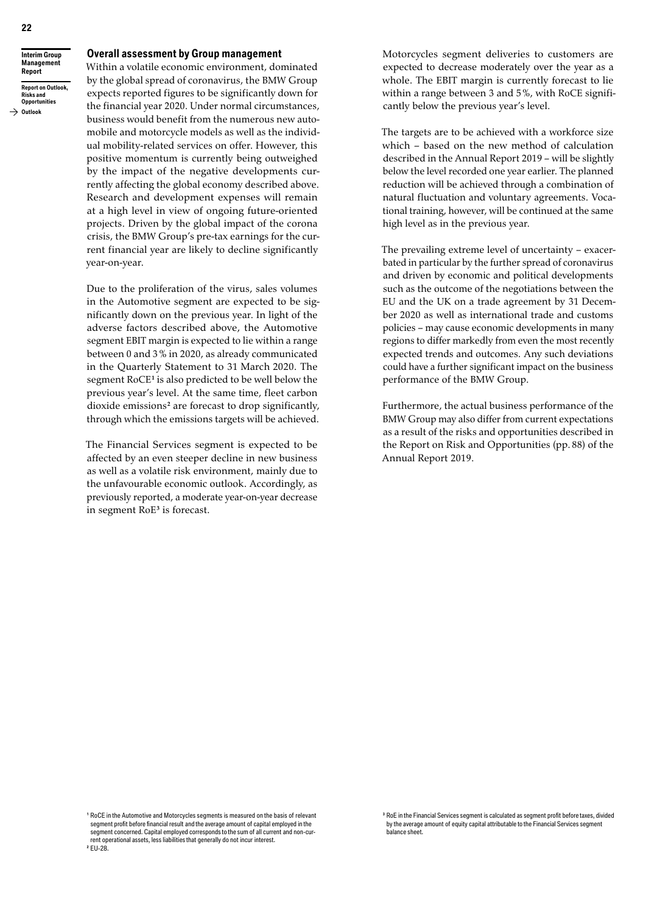## Overall assessment by Group management

Within a volatile economic environment, dominated by the global spread of coronavirus, the BMW Group expects reported figures to be significantly down for the financial year 2020. Under normal circumstances, business would benefit from the numerous new automobile and motorcycle models as well as the individual mobility-related services on offer. However, this positive momentum is currently being outweighed by the impact of the negative developments currently affecting the global economy described above. Research and development expenses will remain at a high level in view of ongoing future-oriented projects. Driven by the global impact of the corona crisis, the BMW Group's pre-tax earnings for the current financial year are likely to decline significantly year-on-year.

Due to the proliferation of the virus, sales volumes in the Automotive segment are expected to be significantly down on the previous year. In light of the adverse factors described above, the Automotive segment EBIT margin is expected to lie within a range between 0 and 3 % in 2020, as already communicated in the Quarterly Statement to 31 March 2020. The segment RoCE[1] is also predicted to be well below the previous year's level. At the same time, fleet carbon dioxide emissions[2] are forecast to drop significantly, through which the emissions targets will be achieved.

The Financial Services segment is expected to be affected by an even steeper decline in new business as well as a volatile risk environment, mainly due to the unfavourable economic outlook. Accordingly, as previously reported, a moderate year-on-year decrease in segment RoE[3] is forecast.

Motorcycles segment deliveries to customers are expected to decrease moderately over the year as a whole. The EBIT margin is currently forecast to lie within a range between 3 and 5 %, with RoCE significantly below the previous year's level.

The targets are to be achieved with a workforce size which – based on the new method of calculation described in the Annual Report 2019 – will be slightly below the level recorded one year earlier. The planned reduction will be achieved through a combination of natural fluctuation and voluntary agreements. Vocational training, however, will be continued at the same high level as in the previous year.

The prevailing extreme level of uncertainty – exacerbated in particular by the further spread of coronavirus and driven by economic and political developments such as the outcome of the negotiations between the EU and the UK on a trade agreement by 31 December 2020 as well as international trade and customs policies – may cause economic developments in many regions to differ markedly from even the most recently expected trends and outcomes. Any such deviations could have a further significant impact on the business performance of the BMW Group.

Furthermore, the actual business performance of the BMW Group may also differ from current expectations as a result of the risks and opportunities described in the Report on Risk and Opportunities (pp. 88) of the Annual Report 2019.

[1] RoCE in the Automotive and Motorcycles segments is measured on the basis of relevant segment profit before financial result and the average amount of capital employed in the segment concerned. Capital employed corresponds to the sum of all current and non-current operational assets, less liabilities that generally do not incur interest.

[2] EU-28.

[3] RoE in the Financial Services segment is calculated as segment profit before taxes, divided by the average amount of equity capital attributable to the Financial Services segment balance sheet.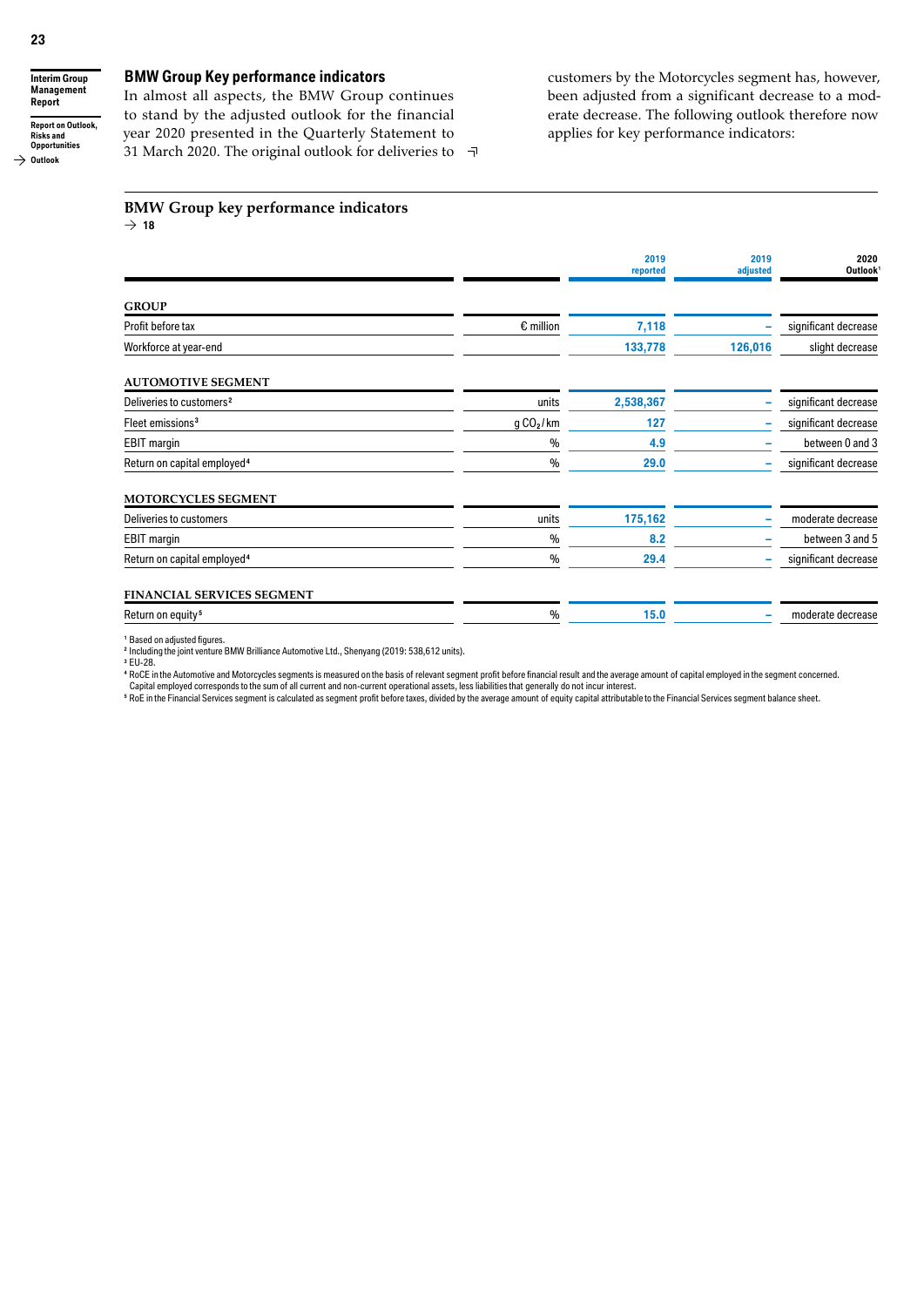## BMW Group Key performance indicators

In almost all aspects, the BMW Group continues to stand by the adjusted outlook for the financial year 2020 presented in the Quarterly Statement to 31 March 2020. The original outlook for deliveries to customers by the Motorcycles segment has, however, been adjusted from a significant decrease to a moderate decrease. The following outlook therefore now applies for key performance indicators:

### BMW Group key performance indicators

→ 18

| | | 2019 reported | 2019 adjusted | 2020 Outlook[1] |
|---|---|---|---|---|
| **GROUP** | | | | |
| Profit before tax | € million | 7,118 | – | significant decrease |
| Workforce at year-end | | 133,778 | 126,016 | slight decrease |
| **AUTOMOTIVE SEGMENT** | | | | |
| Deliveries to customers[2] | units | 2,538,367 | – | significant decrease |
| Fleet emissions[3] | g $CO_2$/km | 127 | – | significant decrease |
| EBIT margin | % | 4.9 | – | between 0 and 3 |
| Return on capital employed[4] | % | 29.0 | – | significant decrease |
| **MOTORCYCLES SEGMENT** | | | | |
| Deliveries to customers | units | 175,162 | – | moderate decrease |
| EBIT margin | % | 8.2 | – | between 3 and 5 |
| Return on capital employed[4] | % | 29.4 | – | significant decrease |
| **FINANCIAL SERVICES SEGMENT** | | | | |
| Return on equity[5] | % | 15.0 | – | moderate decrease |

[1] Based on adjusted figures.
[2] Including the joint venture BMW Brilliance Automotive Ltd., Shenyang (2019: 538,612 units).
[3] EU-28.
[4] RoCE in the Automotive and Motorcycles segments is measured on the basis of relevant segment profit before financial result and the average amount of capital employed in the segment concerned. Capital employed corresponds to the sum of all current and non-current operational assets, less liabilities that generally do not incur interest.
[5] RoE in the Financial Services segment is calculated as segment profit before taxes, divided by the average amount of equity capital attributable to the Financial Services segment balance sheet.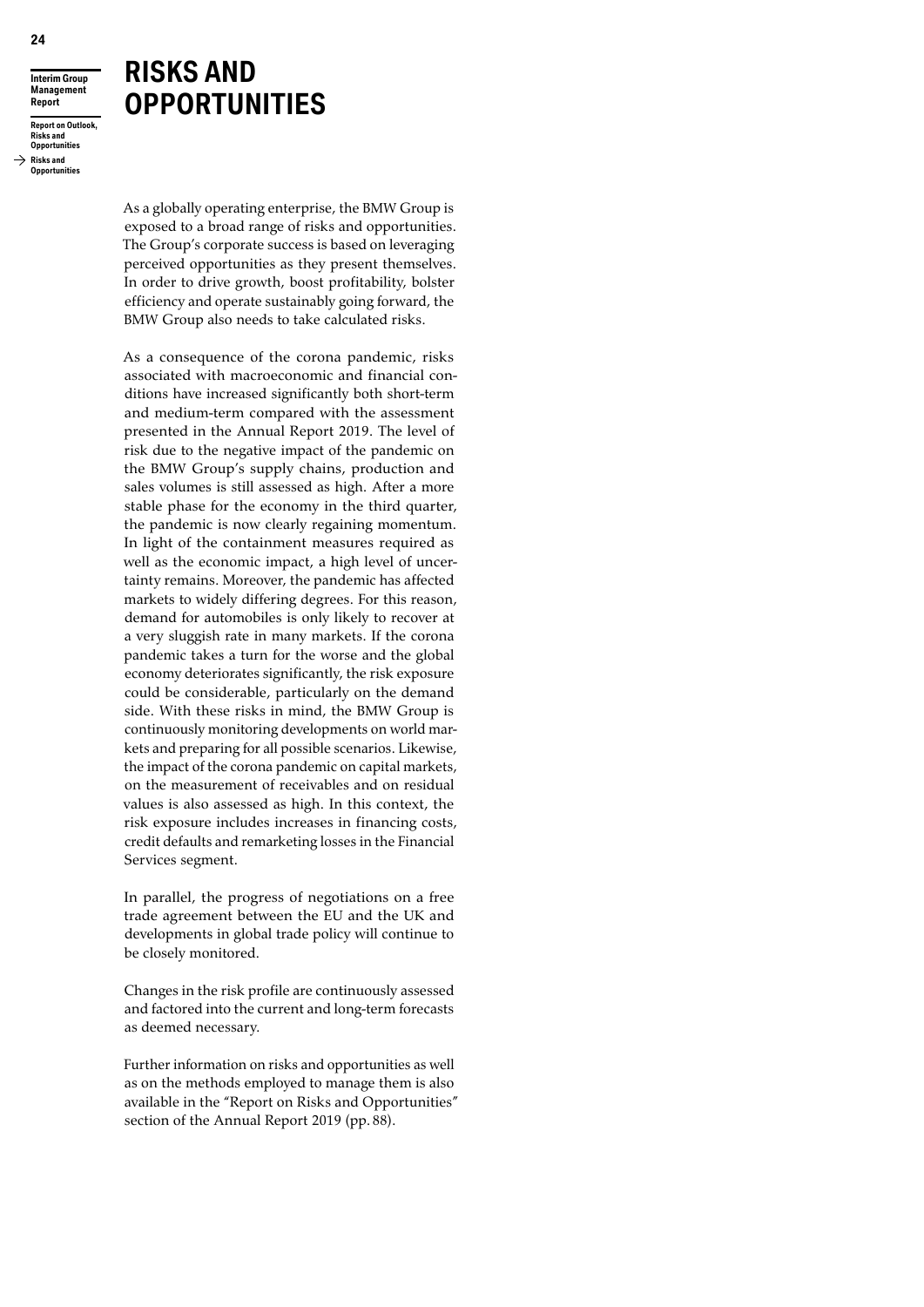# RISKS AND OPPORTUNITIES

As a globally operating enterprise, the BMW Group is exposed to a broad range of risks and opportunities. The Group's corporate success is based on leveraging perceived opportunities as they present themselves. In order to drive growth, boost profitability, bolster efficiency and operate sustainably going forward, the BMW Group also needs to take calculated risks.

As a consequence of the corona pandemic, risks associated with macroeconomic and financial conditions have increased significantly both short-term and medium-term compared with the assessment presented in the Annual Report 2019. The level of risk due to the negative impact of the pandemic on the BMW Group's supply chains, production and sales volumes is still assessed as high. After a more stable phase for the economy in the third quarter, the pandemic is now clearly regaining momentum. In light of the containment measures required as well as the economic impact, a high level of uncertainty remains. Moreover, the pandemic has affected markets to widely differing degrees. For this reason, demand for automobiles is only likely to recover at a very sluggish rate in many markets. If the corona pandemic takes a turn for the worse and the global economy deteriorates significantly, the risk exposure could be considerable, particularly on the demand side. With these risks in mind, the BMW Group is continuously monitoring developments on world markets and preparing for all possible scenarios. Likewise, the impact of the corona pandemic on capital markets, on the measurement of receivables and on residual values is also assessed as high. In this context, the risk exposure includes increases in financing costs, credit defaults and remarketing losses in the Financial Services segment.

In parallel, the progress of negotiations on a free trade agreement between the EU and the UK and developments in global trade policy will continue to be closely monitored.

Changes in the risk profile are continuously assessed and factored into the current and long-term forecasts as deemed necessary.

Further information on risks and opportunities as well as on the methods employed to manage them is also available in the "Report on Risks and Opportunities" section of the Annual Report 2019 (pp. 88).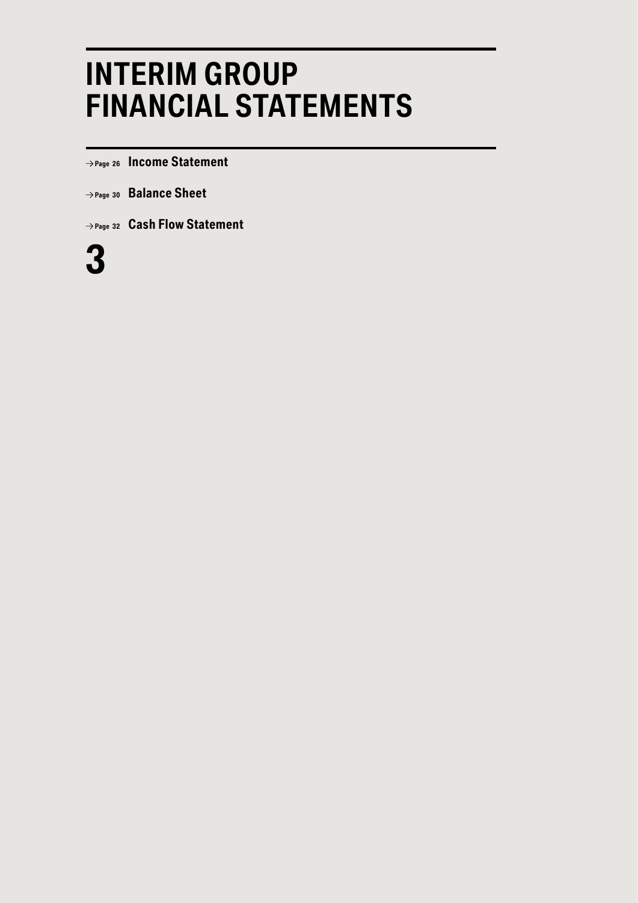# INTERIM GROUP FINANCIAL STATEMENTS

→ Page 26 **Income Statement**

→ Page 30 **Balance Sheet**

→ Page 32 **Cash Flow Statement**

# 3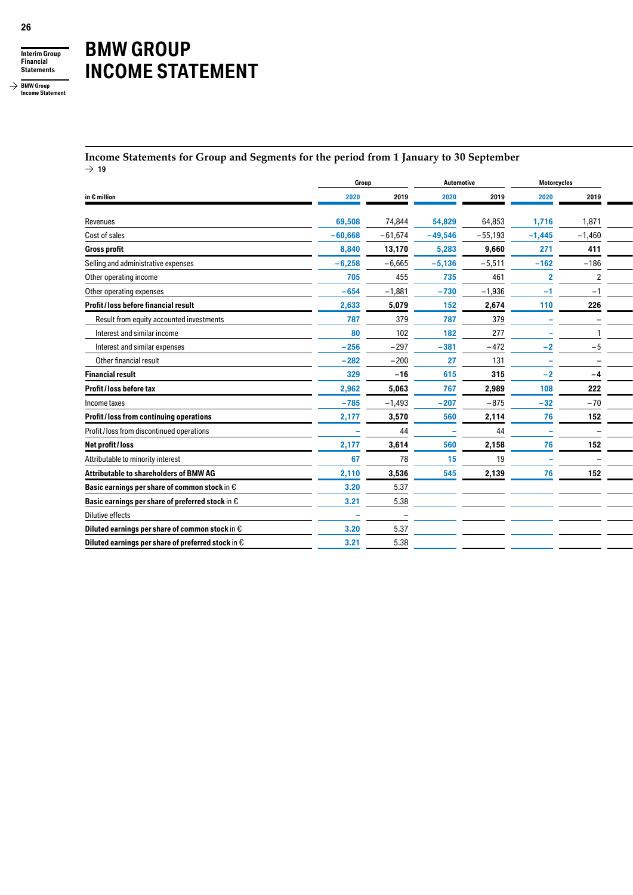# BMW GROUP INCOME STATEMENT

## Income Statements for Group and Segments for the period from 1 January to 30 September

→ 19

| in € million | Group | | Automotive | | Motorcycles | |
|---|---|---|---|---|---|---|
| | 2020 | 2019 | 2020 | 2019 | 2020 | 2019 |
| Revenues | 69,508 | 74,844 | 54,829 | 64,853 | 1,716 | 1,871 |
| Cost of sales | −60,668 | −61,674 | −49,546 | −55,193 | −1,445 | −1,460 |
| **Gross profit** | **8,840** | **13,170** | **5,283** | **9,660** | **271** | **411** |
| Selling and administrative expenses | −6,258 | −6,665 | −5,136 | −5,511 | −162 | −186 |
| Other operating income | 705 | 455 | 735 | 461 | 2 | 2 |
| Other operating expenses | −654 | −1,881 | −730 | −1,936 | −1 | −1 |
| **Profit / loss before financial result** | **2,633** | **5,079** | **152** | **2,674** | **110** | **226** |
| Result from equity accounted investments | 787 | 379 | 787 | 379 | – | – |
| Interest and similar income | 80 | 102 | 182 | 277 | – | 1 |
| Interest and similar expenses | −256 | −297 | −381 | −472 | −2 | −5 |
| Other financial result | −282 | −200 | 27 | 131 | – | – |
| **Financial result** | **329** | **−16** | **615** | **315** | **−2** | **−4** |
| **Profit / loss before tax** | **2,962** | **5,063** | **767** | **2,989** | **108** | **222** |
| Income taxes | −785 | −1,493 | −207 | −875 | −32 | −70 |
| **Profit / loss from continuing operations** | **2,177** | **3,570** | **560** | **2,114** | **76** | **152** |
| Profit / loss from discontinued operations | – | 44 | – | 44 | – | – |
| **Net profit / loss** | **2,177** | **3,614** | **560** | **2,158** | **76** | **152** |
| Attributable to minority interest | 67 | 78 | 15 | 19 | – | – |
| **Attributable to shareholders of BMW AG** | **2,110** | **3,536** | **545** | **2,139** | **76** | **152** |
| **Basic earnings per share of common stock** in € | 3.20 | 5.37 | | | | |
| **Basic earnings per share of preferred stock** in € | 3.21 | 5.38 | | | | |
| Dilutive effects | – | – | | | | |
| **Diluted earnings per share of common stock** in € | 3.20 | 5.37 | | | | |
| **Diluted earnings per share of preferred stock** in € | 3.21 | 5.38 | | | | |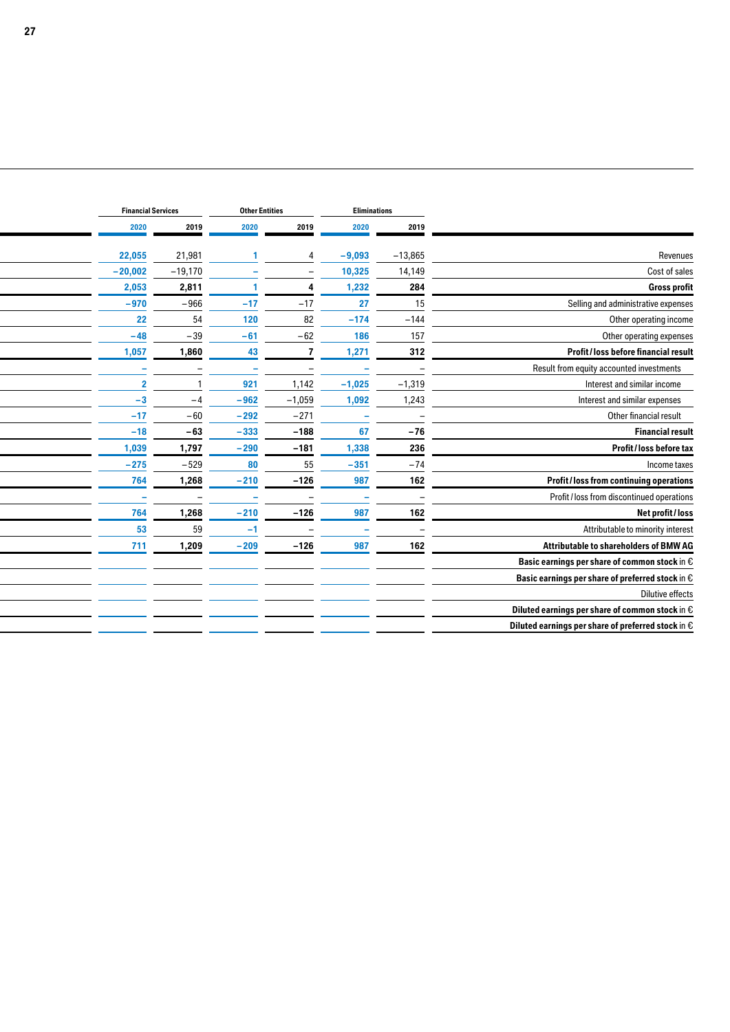| Financial Services | | Other Entities | | Eliminations | | |
|---|---|---|---|---|---|---|
| 2020 | 2019 | 2020 | 2019 | 2020 | 2019 | |
| 22,055 | 21,981 | 1 | 4 | −9,093 | −13,865 | Revenues |
| −20,002 | −19,170 | – | – | 10,325 | 14,149 | Cost of sales |
| **2,053** | **2,811** | **1** | **4** | **1,232** | **284** | **Gross profit** |
| −970 | −966 | −17 | −17 | 27 | 15 | Selling and administrative expenses |
| 22 | 54 | 120 | 82 | −174 | −144 | Other operating income |
| −48 | −39 | −61 | −62 | 186 | 157 | Other operating expenses |
| **1,057** | **1,860** | **43** | **7** | **1,271** | **312** | **Profit / loss before financial result** |
| – | – | – | – | – | – | Result from equity accounted investments |
| 2 | 1 | 921 | 1,142 | −1,025 | −1,319 | Interest and similar income |
| −3 | −4 | −962 | −1,059 | 1,092 | 1,243 | Interest and similar expenses |
| −17 | −60 | −292 | −271 | – | – | Other financial result |
| **−18** | **−63** | **−333** | **−188** | **67** | **−76** | **Financial result** |
| **1,039** | **1,797** | **−290** | **−181** | **1,338** | **236** | **Profit / loss before tax** |
| −275 | −529 | 80 | 55 | −351 | −74 | Income taxes |
| **764** | **1,268** | **−210** | **−126** | **987** | **162** | **Profit / loss from continuing operations** |
| – | – | – | – | – | – | Profit / loss from discontinued operations |
| **764** | **1,268** | **−210** | **−126** | **987** | **162** | **Net profit / loss** |
| 53 | 59 | −1 | – | – | – | Attributable to minority interest |
| **711** | **1,209** | **−209** | **−126** | **987** | **162** | **Attributable to shareholders of BMW AG** |
| | | | | | | **Basic earnings per share of common stock** in € |
| | | | | | | **Basic earnings per share of preferred stock** in € |
| | | | | | | Dilutive effects |
| | | | | | | **Diluted earnings per share of common stock** in € |
| | | | | | | **Diluted earnings per share of preferred stock** in € |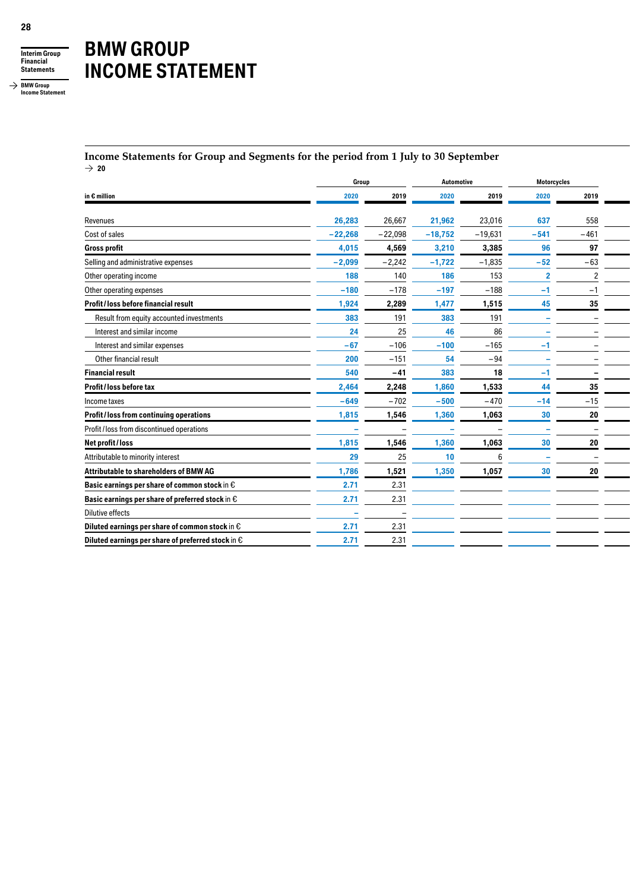# BMW GROUP INCOME STATEMENT

**Income Statements for Group and Segments for the period from 1 July to 30 September**

→ 20

| in € million | Group | | Automotive | | Motorcycles | |
|---|---|---|---|---|---|---|
| | 2020 | 2019 | 2020 | 2019 | 2020 | 2019 |
| Revenues | 26,283 | 26,667 | 21,962 | 23,016 | 637 | 558 |
| Cost of sales | −22,268 | −22,098 | −18,752 | −19,631 | −541 | −461 |
| **Gross profit** | **4,015** | **4,569** | **3,210** | **3,385** | **96** | **97** |
| Selling and administrative expenses | −2,099 | −2,242 | −1,722 | −1,835 | −52 | −63 |
| Other operating income | 188 | 140 | 186 | 153 | 2 | 2 |
| Other operating expenses | −180 | −178 | −197 | −188 | −1 | −1 |
| **Profit / loss before financial result** | **1,924** | **2,289** | **1,477** | **1,515** | **45** | **35** |
| Result from equity accounted investments | 383 | 191 | 383 | 191 | – | – |
| Interest and similar income | 24 | 25 | 46 | 86 | – | – |
| Interest and similar expenses | −67 | −106 | −100 | −165 | −1 | – |
| Other financial result | 200 | −151 | 54 | −94 | – | – |
| **Financial result** | **540** | **−41** | **383** | **18** | **−1** | **–** |
| **Profit / loss before tax** | **2,464** | **2,248** | **1,860** | **1,533** | **44** | **35** |
| Income taxes | −649 | −702 | −500 | −470 | −14 | −15 |
| **Profit / loss from continuing operations** | **1,815** | **1,546** | **1,360** | **1,063** | **30** | **20** |
| Profit / loss from discontinued operations | – | – | – | – | – | – |
| **Net profit / loss** | **1,815** | **1,546** | **1,360** | **1,063** | **30** | **20** |
| Attributable to minority interest | 29 | 25 | 10 | 6 | – | – |
| **Attributable to shareholders of BMW AG** | **1,786** | **1,521** | **1,350** | **1,057** | **30** | **20** |
| **Basic earnings per share of common stock** in € | 2.71 | 2.31 | | | | |
| **Basic earnings per share of preferred stock** in € | 2.71 | 2.31 | | | | |
| Dilutive effects | – | – | | | | |
| **Diluted earnings per share of common stock** in € | 2.71 | 2.31 | | | | |
| **Diluted earnings per share of preferred stock** in € | 2.71 | 2.31 | | | | |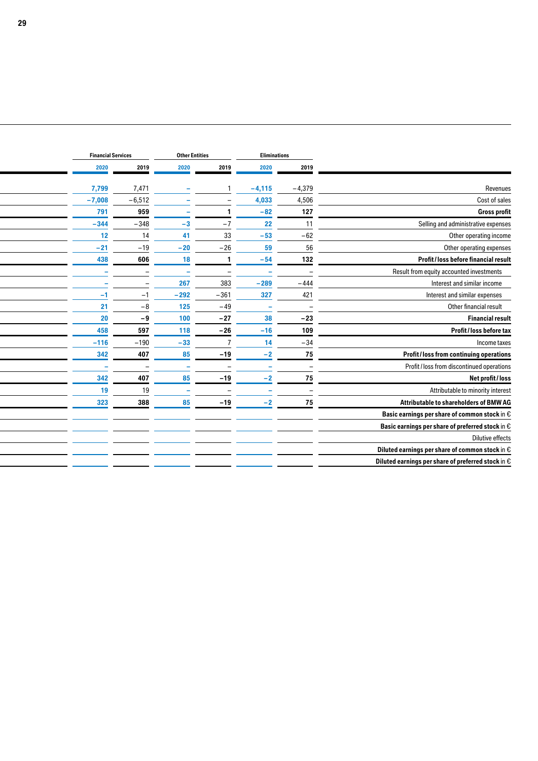| | Financial Services | | Other Entities | | Eliminations | |
|---|---|---|---|---|---|---|
| | 2020 | 2019 | 2020 | 2019 | 2020 | 2019 |
| Revenues | 7,799 | 7,471 | – | 1 | –4,115 | –4,379 |
| Cost of sales | –7,008 | –6,512 | – | – | 4,033 | 4,506 |
| **Gross profit** | 791 | 959 | – | 1 | –82 | 127 |
| Selling and administrative expenses | –344 | –348 | –3 | –7 | 22 | 11 |
| Other operating income | 12 | 14 | 41 | 33 | –53 | –62 |
| Other operating expenses | –21 | –19 | –20 | –26 | 59 | 56 |
| **Profit / loss before financial result** | 438 | 606 | 18 | 1 | –54 | 132 |
| Result from equity accounted investments | – | – | – | – | – | – |
| Interest and similar income | – | – | 267 | 383 | –289 | –444 |
| Interest and similar expenses | –1 | –1 | –292 | –361 | 327 | 421 |
| Other financial result | 21 | –8 | 125 | –49 | – | – |
| **Financial result** | 20 | –9 | 100 | –27 | 38 | –23 |
| **Profit / loss before tax** | 458 | 597 | 118 | –26 | –16 | 109 |
| Income taxes | –116 | –190 | –33 | 7 | 14 | –34 |
| **Profit / loss from continuing operations** | 342 | 407 | 85 | –19 | –2 | 75 |
| Profit / loss from discontinued operations | – | – | – | – | – | – |
| **Net profit / loss** | 342 | 407 | 85 | –19 | –2 | 75 |
| Attributable to minority interest | 19 | 19 | – | – | – | – |
| **Attributable to shareholders of BMW AG** | 323 | 388 | 85 | –19 | –2 | 75 |
| **Basic earnings per share of common stock** in € | | | | | | |
| **Basic earnings per share of preferred stock** in € | | | | | | |
| Dilutive effects | | | | | | |
| **Diluted earnings per share of common stock** in € | | | | | | |
| **Diluted earnings per share of preferred stock** in € | | | | | | |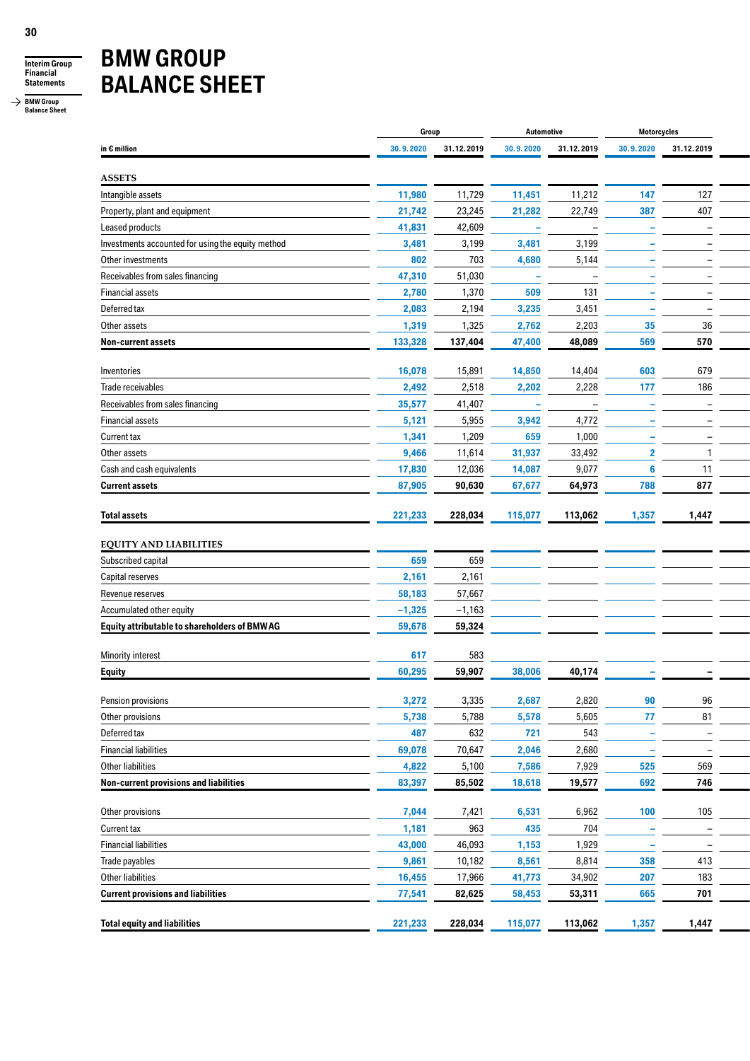# BMW GROUP BALANCE SHEET

| in € million | Group | | Automotive | | Motorcycles | |
|---|---|---|---|---|---|---|
| | 30.9.2020 | 31.12.2019 | 30.9.2020 | 31.12.2019 | 30.9.2020 | 31.12.2019 |
| **ASSETS** | | | | | | |
| Intangible assets | 11,980 | 11,729 | 11,451 | 11,212 | 147 | 127 |
| Property, plant and equipment | 21,742 | 23,245 | 21,282 | 22,749 | 387 | 407 |
| Leased products | 41,831 | 42,609 | – | – | – | – |
| Investments accounted for using the equity method | 3,481 | 3,199 | 3,481 | 3,199 | – | – |
| Other investments | 802 | 703 | 4,680 | 5,144 | – | – |
| Receivables from sales financing | 47,310 | 51,030 | – | – | – | – |
| Financial assets | 2,780 | 1,370 | 509 | 131 | – | – |
| Deferred tax | 2,083 | 2,194 | 3,235 | 3,451 | – | – |
| Other assets | 1,319 | 1,325 | 2,762 | 2,203 | 35 | 36 |
| **Non-current assets** | **133,328** | **137,404** | **47,400** | **48,089** | **569** | **570** |
| Inventories | 16,078 | 15,891 | 14,850 | 14,404 | 603 | 679 |
| Trade receivables | 2,492 | 2,518 | 2,202 | 2,228 | 177 | 186 |
| Receivables from sales financing | 35,577 | 41,407 | – | – | – | – |
| Financial assets | 5,121 | 5,955 | 3,942 | 4,772 | – | – |
| Current tax | 1,341 | 1,209 | 659 | 1,000 | – | – |
| Other assets | 9,466 | 11,614 | 31,937 | 33,492 | 2 | 1 |
| Cash and cash equivalents | 17,830 | 12,036 | 14,087 | 9,077 | 6 | 11 |
| **Current assets** | **87,905** | **90,630** | **67,677** | **64,973** | **788** | **877** |
| **Total assets** | **221,233** | **228,034** | **115,077** | **113,062** | **1,357** | **1,447** |
| **EQUITY AND LIABILITIES** | | | | | | |
| Subscribed capital | 659 | 659 | | | | |
| Capital reserves | 2,161 | 2,161 | | | | |
| Revenue reserves | 58,183 | 57,667 | | | | |
| Accumulated other equity | –1,325 | –1,163 | | | | |
| **Equity attributable to shareholders of BMW AG** | **59,678** | **59,324** | | | | |
| Minority interest | 617 | 583 | | | | |
| **Equity** | **60,295** | **59,907** | **38,006** | **40,174** | **–** | **–** |
| Pension provisions | 3,272 | 3,335 | 2,687 | 2,820 | 90 | 96 |
| Other provisions | 5,738 | 5,788 | 5,578 | 5,605 | 77 | 81 |
| Deferred tax | 487 | 632 | 721 | 543 | – | – |
| Financial liabilities | 69,078 | 70,647 | 2,046 | 2,680 | – | – |
| Other liabilities | 4,822 | 5,100 | 7,586 | 7,929 | 525 | 569 |
| **Non-current provisions and liabilities** | **83,397** | **85,502** | **18,618** | **19,577** | **692** | **746** |
| Other provisions | 7,044 | 7,421 | 6,531 | 6,962 | 100 | 105 |
| Current tax | 1,181 | 963 | 435 | 704 | – | – |
| Financial liabilities | 43,000 | 46,093 | 1,153 | 1,929 | – | – |
| Trade payables | 9,861 | 10,182 | 8,561 | 8,814 | 358 | 413 |
| Other liabilities | 16,455 | 17,966 | 41,773 | 34,902 | 207 | 183 |
| **Current provisions and liabilities** | **77,541** | **82,625** | **58,453** | **53,311** | **665** | **701** |
| **Total equity and liabilities** | **221,233** | **228,034** | **115,077** | **113,062** | **1,357** | **1,447** |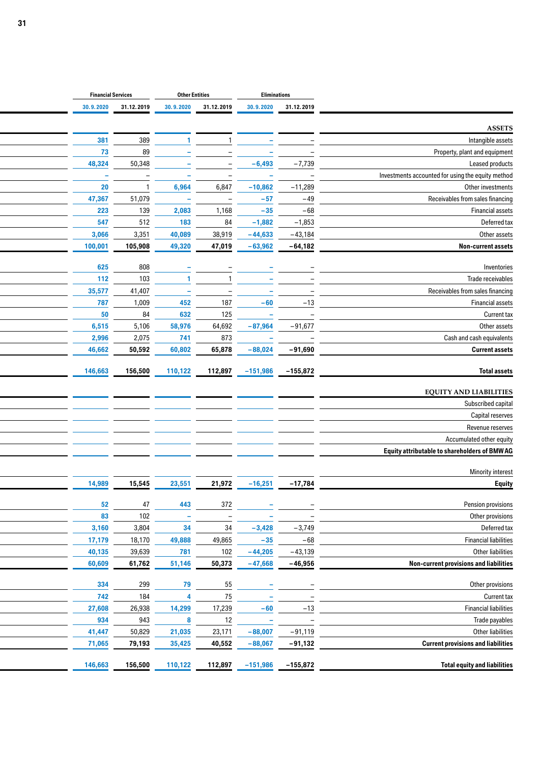| | Financial Services | | Other Entities | | Eliminations | |
|---|---|---|---|---|---|---|
| | 30.9.2020 | 31.12.2019 | 30.9.2020 | 31.12.2019 | 30.9.2020 | 31.12.2019 |
| **ASSETS** | | | | | | |
| Intangible assets | 381 | 389 | 1 | 1 | – | – |
| Property, plant and equipment | 73 | 89 | – | – | – | – |
| Leased products | 48,324 | 50,348 | – | – | −6,493 | −7,739 |
| Investments accounted for using the equity method | – | – | – | – | – | – |
| Other investments | 20 | 1 | 6,964 | 6,847 | −10,862 | −11,289 |
| Receivables from sales financing | 47,367 | 51,079 | – | – | −57 | −49 |
| Financial assets | 223 | 139 | 2,083 | 1,168 | −35 | −68 |
| Deferred tax | 547 | 512 | 183 | 84 | −1,882 | −1,853 |
| Other assets | 3,066 | 3,351 | 40,089 | 38,919 | −44,633 | −43,184 |
| **Non-current assets** | **100,001** | **105,908** | **49,320** | **47,019** | **−63,962** | **−64,182** |
| Inventories | 625 | 808 | – | – | – | – |
| Trade receivables | 112 | 103 | 1 | 1 | – | – |
| Receivables from sales financing | 35,577 | 41,407 | – | – | – | – |
| Financial assets | 787 | 1,009 | 452 | 187 | −60 | −13 |
| Current tax | 50 | 84 | 632 | 125 | – | – |
| Other assets | 6,515 | 5,106 | 58,976 | 64,692 | −87,964 | −91,677 |
| Cash and cash equivalents | 2,996 | 2,075 | 741 | 873 | – | – |
| **Current assets** | **46,662** | **50,592** | **60,802** | **65,878** | **−88,024** | **−91,690** |
| **Total assets** | **146,663** | **156,500** | **110,122** | **112,897** | **−151,986** | **−155,872** |
| **EQUITY AND LIABILITIES** | | | | | | |
| Subscribed capital | | | | | | |
| Capital reserves | | | | | | |
| Revenue reserves | | | | | | |
| Accumulated other equity | | | | | | |
| **Equity attributable to shareholders of BMW AG** | | | | | | |
| Minority interest | | | | | | |
| **Equity** | **14,989** | **15,545** | **23,551** | **21,972** | **−16,251** | **−17,784** |
| Pension provisions | 52 | 47 | 443 | 372 | – | – |
| Other provisions | 83 | 102 | – | – | – | – |
| Deferred tax | 3,160 | 3,804 | 34 | 34 | −3,428 | −3,749 |
| Financial liabilities | 17,179 | 18,170 | 49,888 | 49,865 | −35 | −68 |
| Other liabilities | 40,135 | 39,639 | 781 | 102 | −44,205 | −43,139 |
| **Non-current provisions and liabilities** | **60,609** | **61,762** | **51,146** | **50,373** | **−47,668** | **−46,956** |
| Other provisions | 334 | 299 | 79 | 55 | – | – |
| Current tax | 742 | 184 | 4 | 75 | – | – |
| Financial liabilities | 27,608 | 26,938 | 14,299 | 17,239 | −60 | −13 |
| Trade payables | 934 | 943 | 8 | 12 | – | – |
| Other liabilities | 41,447 | 50,829 | 21,035 | 23,171 | −88,007 | −91,119 |
| **Current provisions and liabilities** | **71,065** | **79,193** | **35,425** | **40,552** | **−88,067** | **−91,132** |
| **Total equity and liabilities** | **146,663** | **156,500** | **110,122** | **112,897** | **−151,986** | **−155,872** |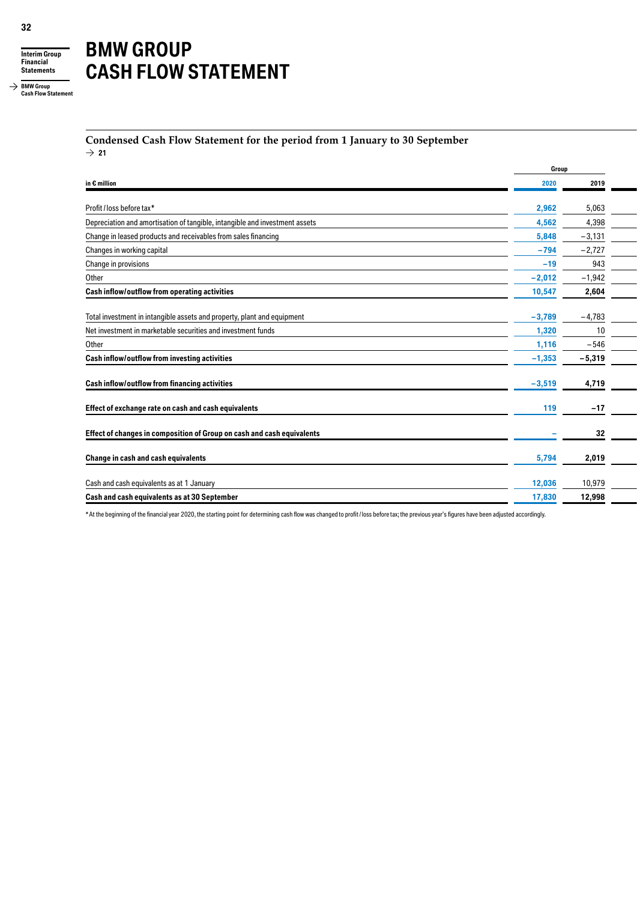# BMW GROUP CASH FLOW STATEMENT

## Condensed Cash Flow Statement for the period from 1 January to 30 September

→ 21

| in € million | Group | |
|---|---|---|
| | 2020 | 2019 |
| Profit / loss before tax* | 2,962 | 5,063 |
| Depreciation and amortisation of tangible, intangible and investment assets | 4,562 | 4,398 |
| Change in leased products and receivables from sales financing | 5,848 | −3,131 |
| Changes in working capital | −794 | −2,727 |
| Change in provisions | −19 | 943 |
| Other | −2,012 | −1,942 |
| **Cash inflow/outflow from operating activities** | **10,547** | **2,604** |
| Total investment in intangible assets and property, plant and equipment | −3,789 | −4,783 |
| Net investment in marketable securities and investment funds | 1,320 | 10 |
| Other | 1,116 | −546 |
| **Cash inflow/outflow from investing activities** | **−1,353** | **−5,319** |
| **Cash inflow/outflow from financing activities** | **−3,519** | **4,719** |
| **Effect of exchange rate on cash and cash equivalents** | **119** | **−17** |
| **Effect of changes in composition of Group on cash and cash equivalents** | **–** | **32** |
| **Change in cash and cash equivalents** | **5,794** | **2,019** |
| Cash and cash equivalents as at 1 January | 12,036 | 10,979 |
| **Cash and cash equivalents as at 30 September** | **17,830** | **12,998** |

* At the beginning of the financial year 2020, the starting point for determining cash flow was changed to profit / loss before tax; the previous year's figures have been adjusted accordingly.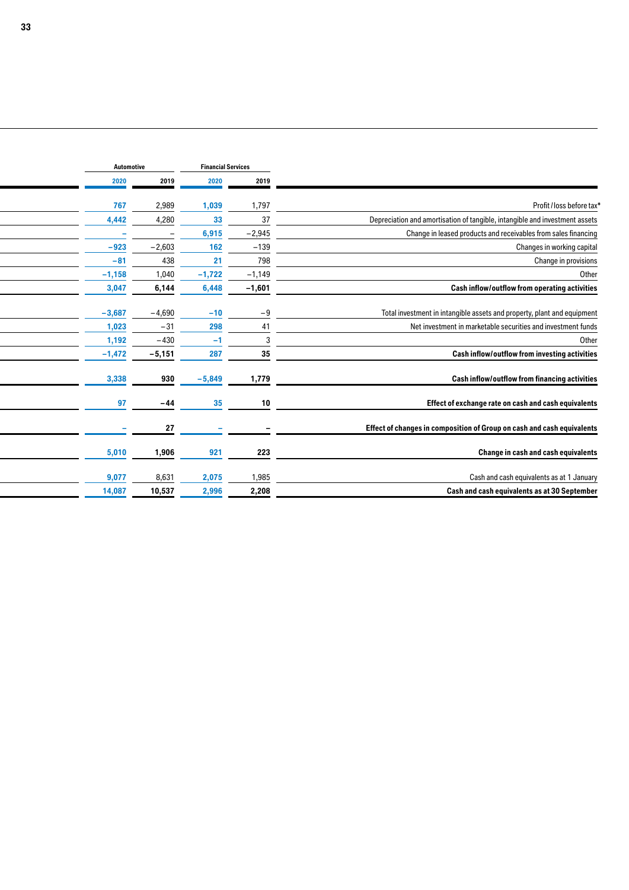| | Automotive | | Financial Services | |
|---|---|---|---|---|
| | 2020 | 2019 | 2020 | 2019 |
| Profit / loss before tax* | 767 | 2,989 | 1,039 | 1,797 |
| Depreciation and amortisation of tangible, intangible and investment assets | 4,442 | 4,280 | 33 | 37 |
| Change in leased products and receivables from sales financing | – | – | 6,915 | −2,945 |
| Changes in working capital | −923 | −2,603 | 162 | −139 |
| Change in provisions | −81 | 438 | 21 | 798 |
| Other | −1,158 | 1,040 | −1,722 | −1,149 |
| **Cash inflow/outflow from operating activities** | **3,047** | **6,144** | **6,448** | **−1,601** |
| Total investment in intangible assets and property, plant and equipment | −3,687 | −4,690 | −10 | −9 |
| Net investment in marketable securities and investment funds | 1,023 | −31 | 298 | 41 |
| Other | 1,192 | −430 | −1 | 3 |
| **Cash inflow/outflow from investing activities** | **−1,472** | **−5,151** | **287** | **35** |
| **Cash inflow/outflow from financing activities** | **3,338** | **930** | **−5,849** | **1,779** |
| **Effect of exchange rate on cash and cash equivalents** | **97** | **−44** | **35** | **10** |
| **Effect of changes in composition of Group on cash and cash equivalents** | **–** | **27** | **–** | **–** |
| **Change in cash and cash equivalents** | **5,010** | **1,906** | **921** | **223** |
| Cash and cash equivalents as at 1 January | 9,077 | 8,631 | 2,075 | 1,985 |
| **Cash and cash equivalents as at 30 September** | **14,087** | **10,537** | **2,996** | **2,208** |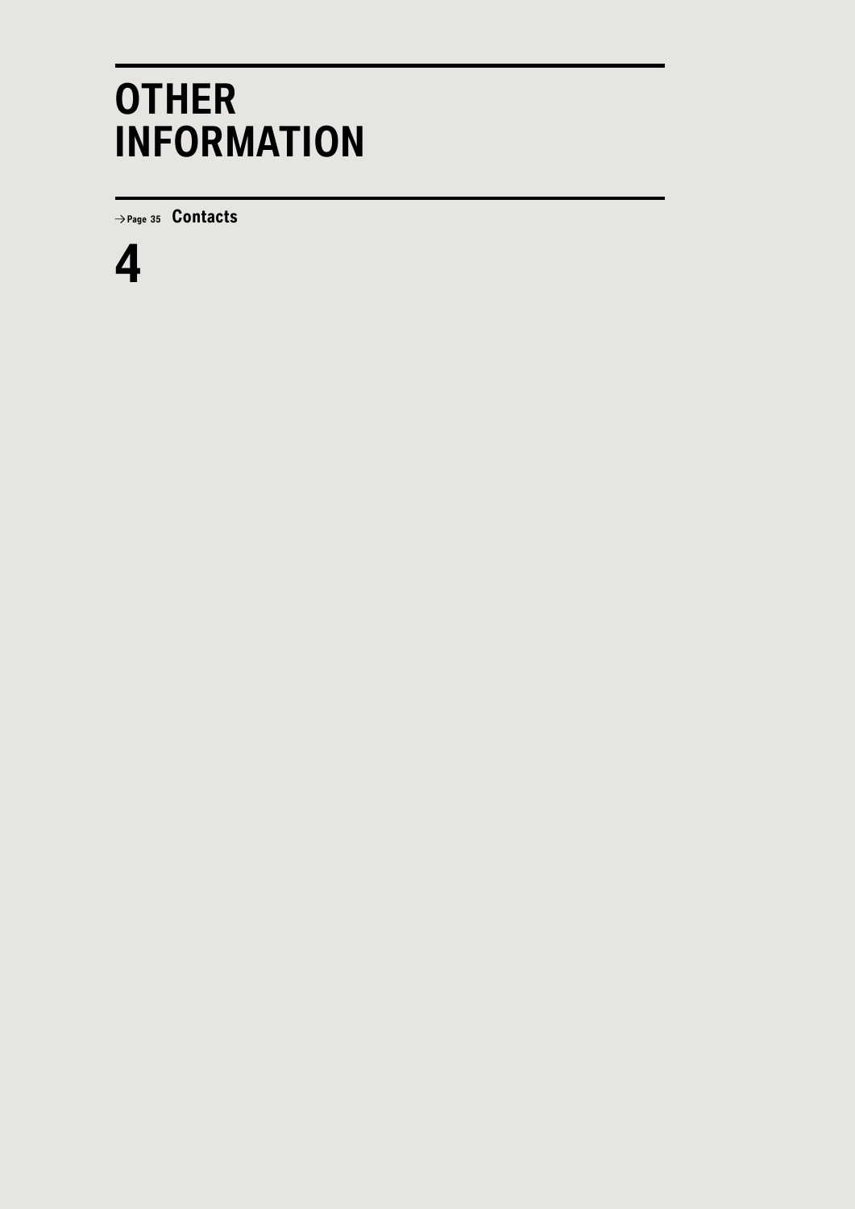# OTHER INFORMATION

→ Page 35 **Contacts**

# 4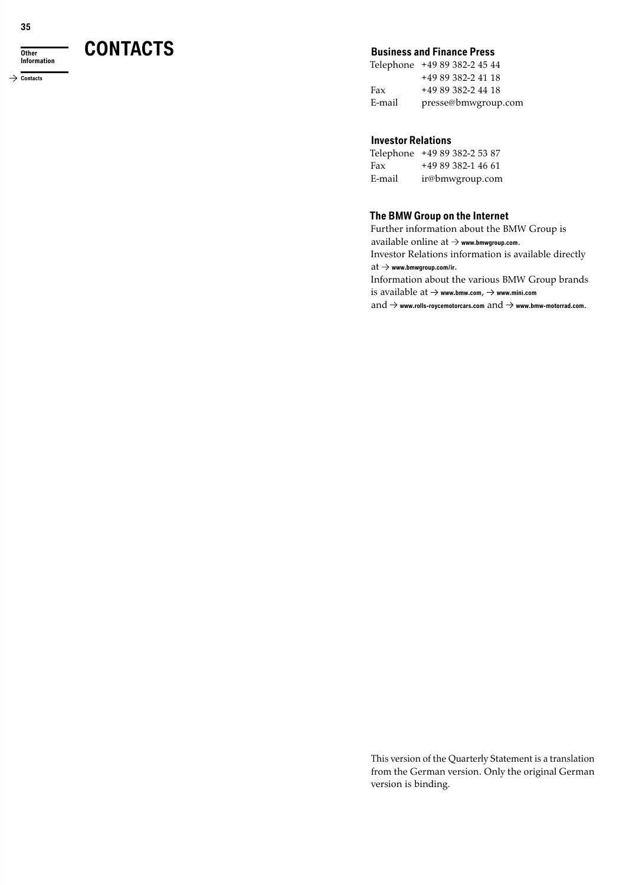# CONTACTS

## Business and Finance Press

| | |
|---|---|
| Telephone | +49 89 382-2 45 44 |
| | +49 89 382-2 41 18 |
| Fax | +49 89 382-2 44 18 |
| E-mail | presse@bmwgroup.com |

## Investor Relations

| | |
|---|---|
| Telephone | +49 89 382-2 53 87 |
| Fax | +49 89 382-1 46 61 |
| E-mail | ir@bmwgroup.com |

## The BMW Group on the Internet

Further information about the BMW Group is available online at → www.bmwgroup.com.
Investor Relations information is available directly at → www.bmwgroup.com/ir.
Information about the various BMW Group brands is available at → www.bmw.com, → www.mini.com and → www.rolls-roycemotorcars.com and → www.bmw-motorrad.com.

This version of the Quarterly Statement is a translation from the German version. Only the original German version is binding.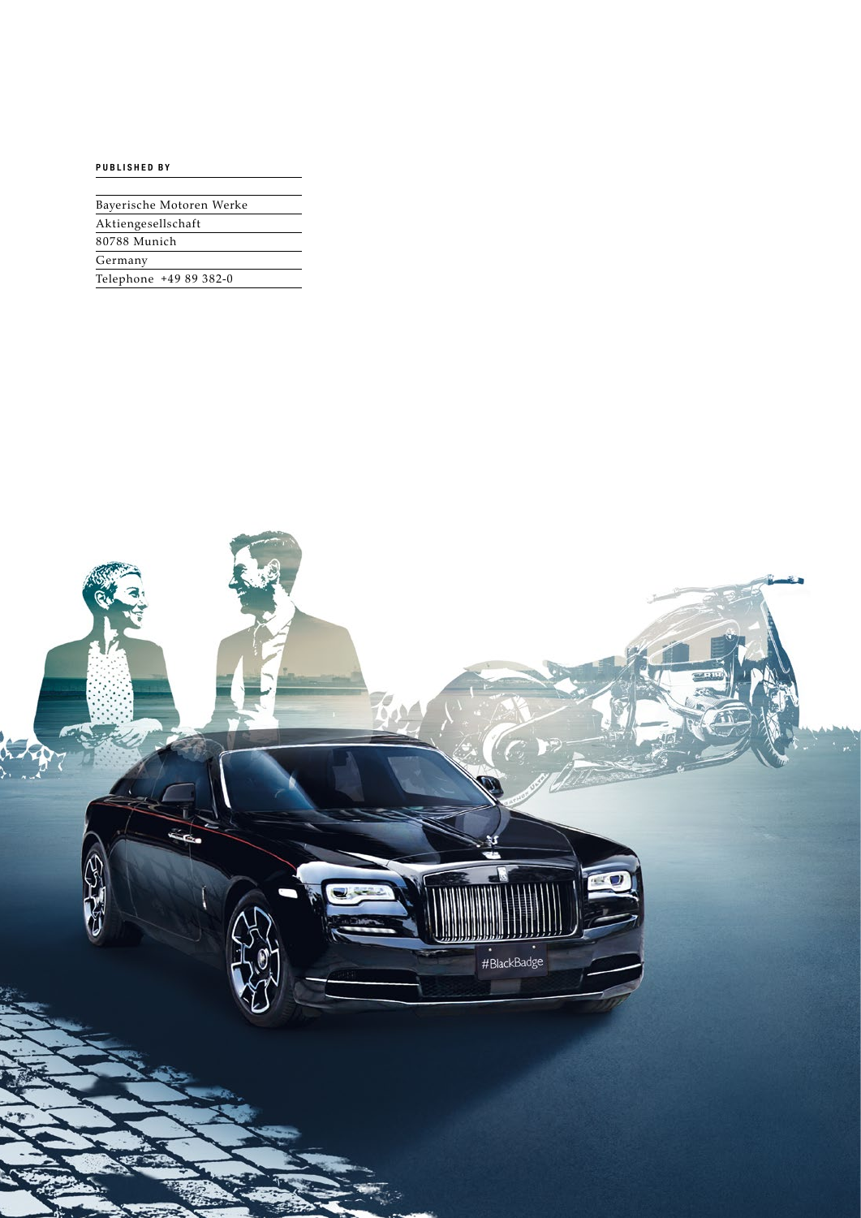**PUBLISHED BY**

Bayerische Motoren Werke
Aktiengesellschaft
80788 Munich
Germany
Telephone +49 89 382-0